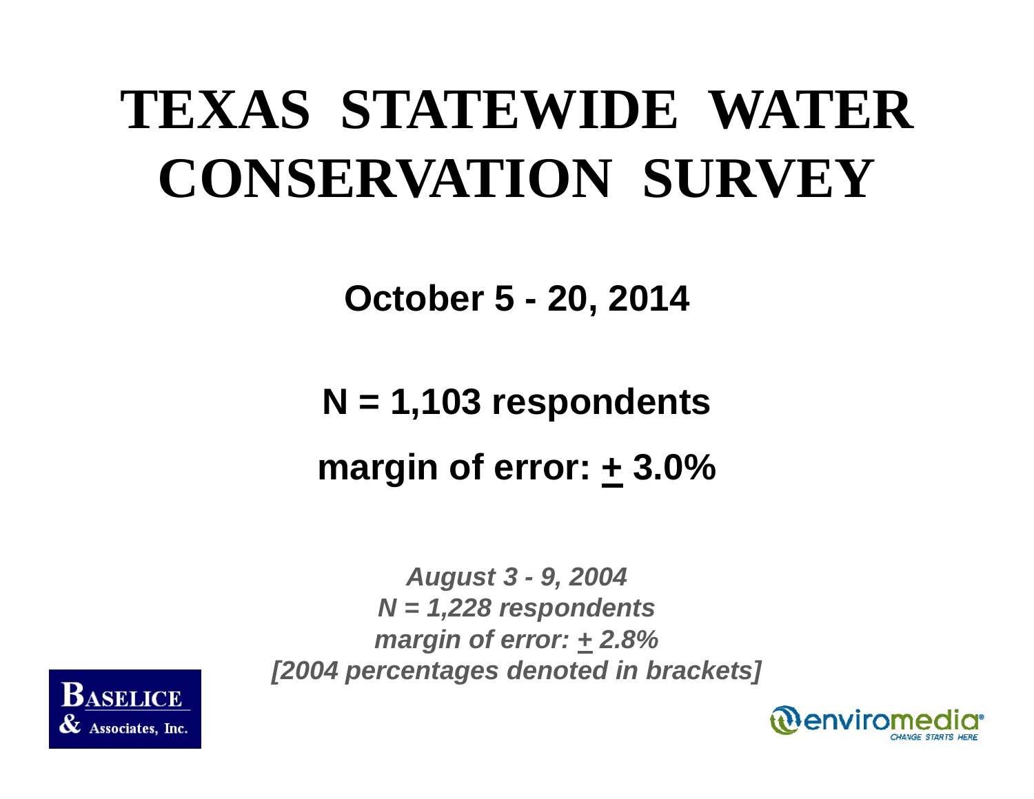# TEXAS STATEWIDE WATER CONSERVATION SURVEY

**October 5 - 20, 2014**

**N = 1,103 respondents**

**margin of error: ± 3.0%**

***August 3 - 9, 2004***
***N = 1,228 respondents***
***margin of error: ± 2.8%***
***[2004 percentages denoted in brackets]***

BASELICE & Associates, Inc.

enviromedia CHANGE STARTS HERE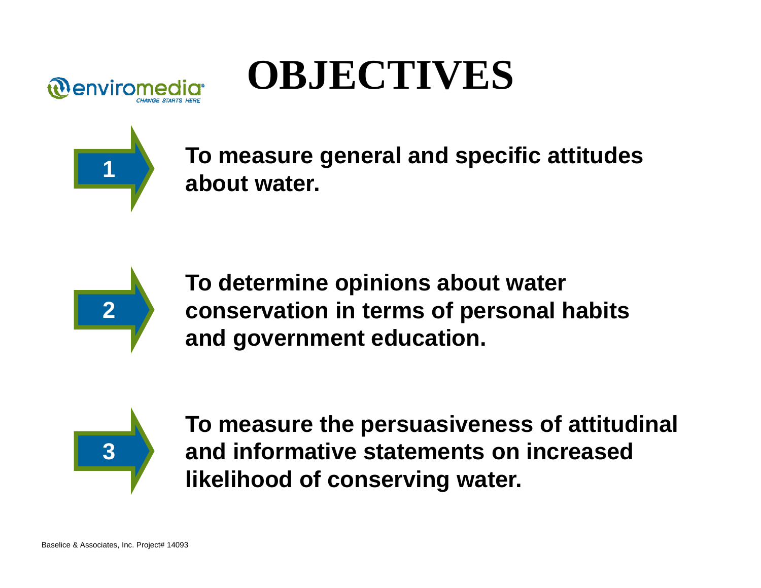# OBJECTIVES

1. **To measure general and specific attitudes about water.**

2. **To determine opinions about water conservation in terms of personal habits and government education.**

3. **To measure the persuasiveness of attitudinal and informative statements on increased likelihood of conserving water.**

Baselice & Associates, Inc. Project# 14093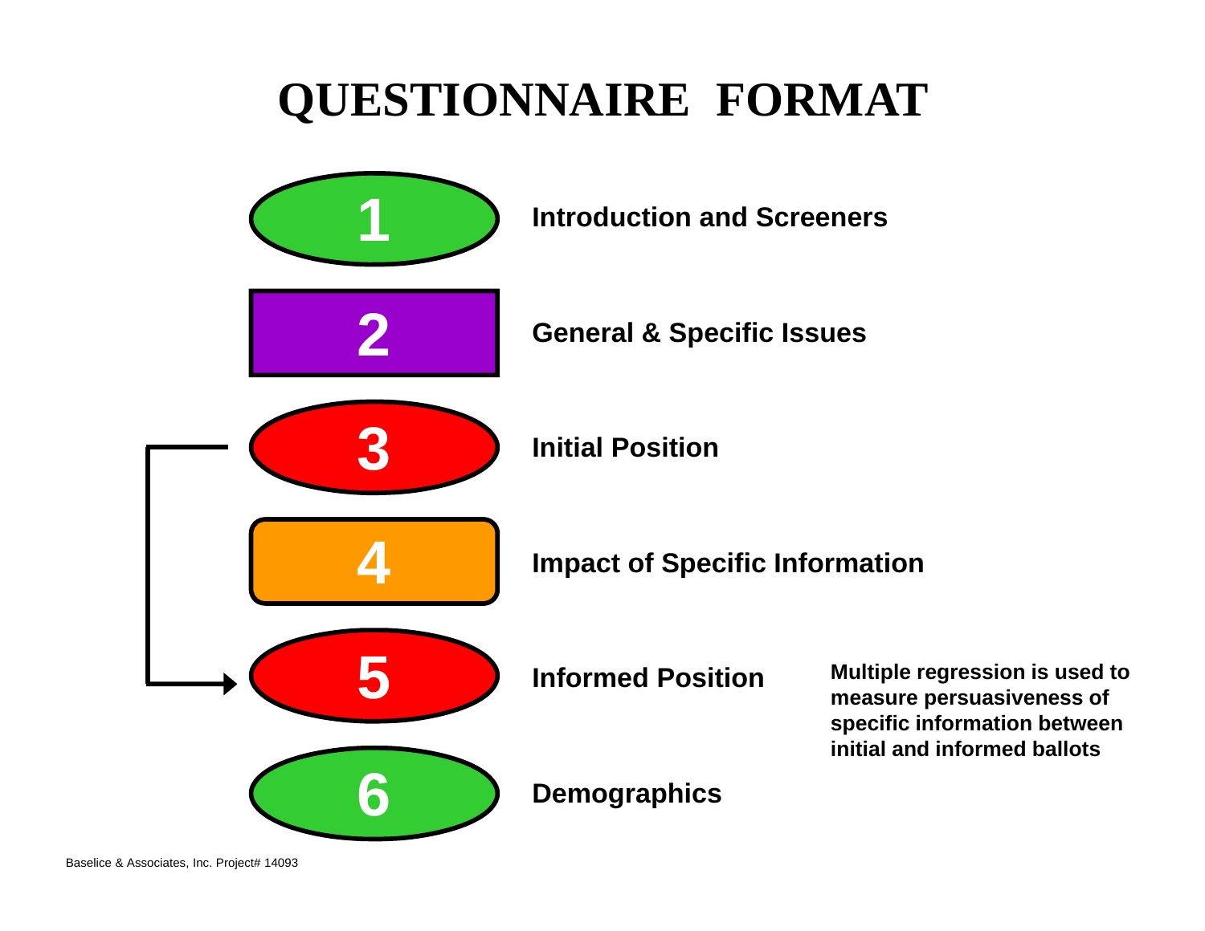# QUESTIONNAIRE FORMAT

1. Introduction and Screeners
2. General & Specific Issues
3. Initial Position
4. Impact of Specific Information
5. Informed Position
6. Demographics

**Multiple regression is used to measure persuasiveness of specific information between initial and informed ballots**

Baselice & Associates, Inc. Project# 14093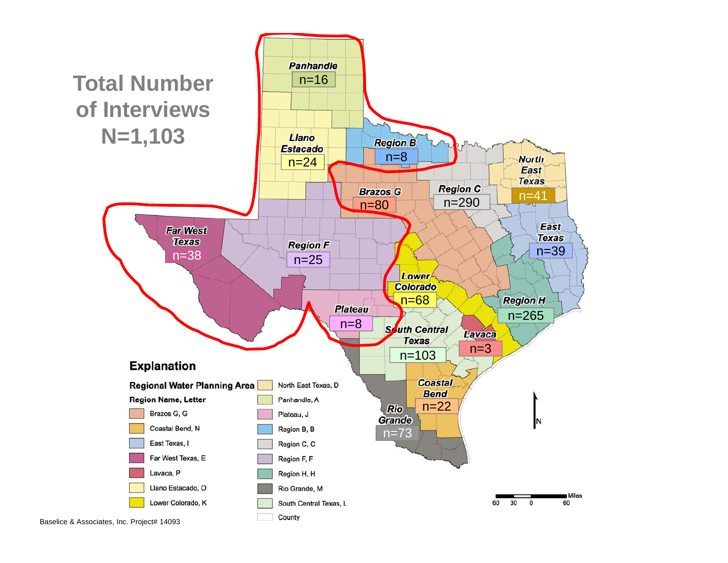# Total Number of Interviews N=1,103

| Region | n |
| --- | --- |
| Panhandle | 16 |
| Llano Estacado | 24 |
| Region B | 8 |
| Brazos G | 80 |
| Region C | 290 |
| North East Texas | 41 |
| Far West Texas | 38 |
| Region F | 25 |
| East Texas | 39 |
| Lower Colorado | 68 |
| Region H | 265 |
| Plateau | 8 |
| South Central Texas | 103 |
| Lavaca | 3 |
| Coastal Bend | 22 |
| Rio Grande | 73 |

## Explanation

**Regional Water Planning Area**

**Region Name, Letter**

- Brazos G, G
- Coastal Bend, N
- East Texas, I
- Far West Texas, E
- Lavaca, P
- Llano Estacado, O
- Lower Colorado, K
- North East Texas, D
- Panhandle, A
- Plateau, J
- Region B, B
- Region C, C
- Region F, F
- Region H, H
- Rio Grande, M
- South Central Texas, L
- County

N

Miles 60 30 0 60

Baselice & Associates, Inc. Project# 14093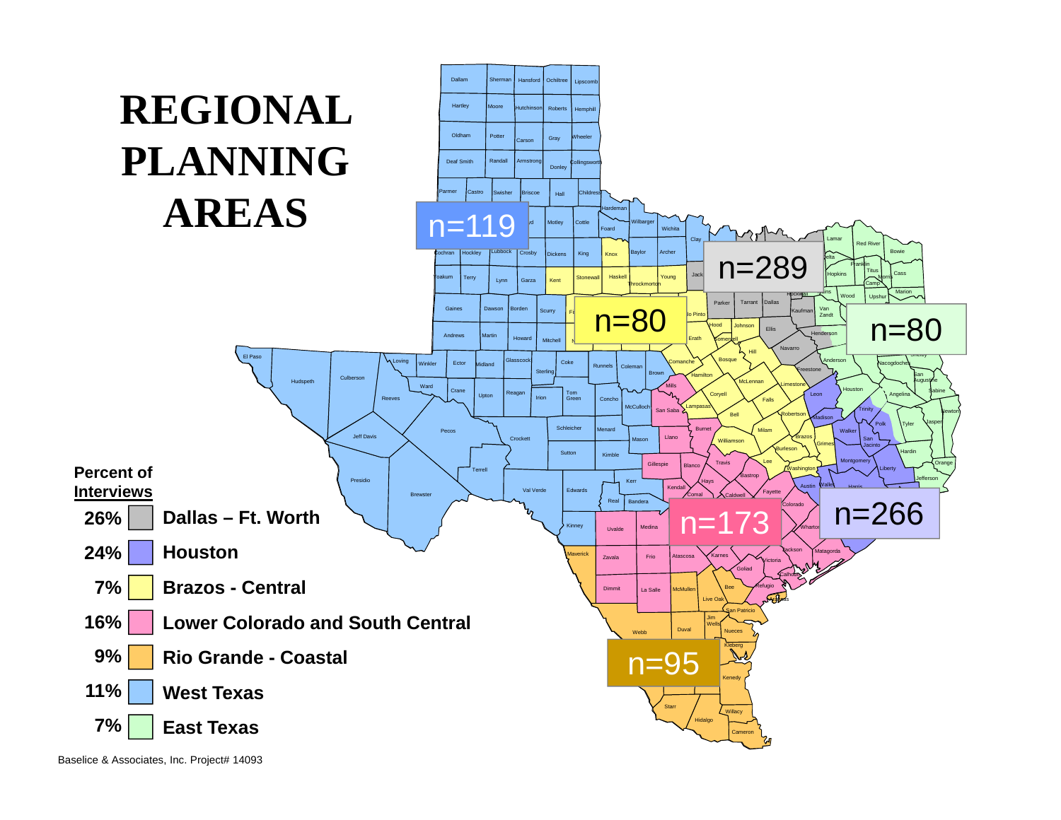# REGIONAL PLANNING AREAS

**Percent of Interviews**

| Percent | Region | n |
| --- | --- | --- |
| 26% | Dallas – Ft. Worth | n=289 |
| 24% | Houston | n=266 |
| 7% | Brazos - Central | n=80 |
| 16% | Lower Colorado and South Central | n=173 |
| 9% | Rio Grande - Coastal | n=95 |
| 11% | West Texas | n=119 |
| 7% | East Texas | n=80 |

Baselice & Associates, Inc. Project# 14093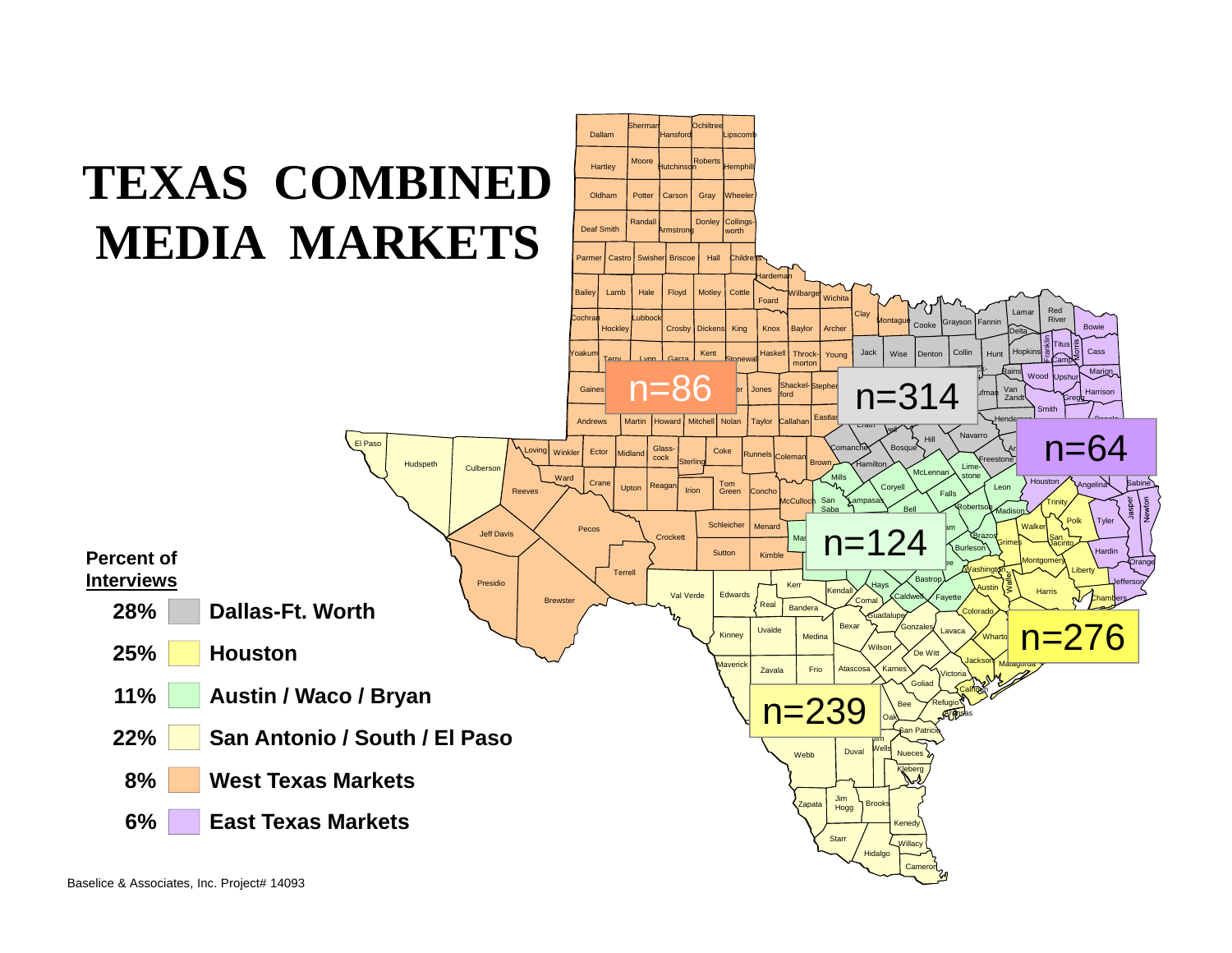# TEXAS COMBINED MEDIA MARKETS

| Percent of Interviews | Market | n |
| --- | --- | --- |
| 28% | Dallas-Ft. Worth | n=314 |
| 25% | Houston | n=276 |
| 11% | Austin / Waco / Bryan | n=124 |
| 22% | San Antonio / South / El Paso | n=239 |
| 8% | West Texas Markets | n=86 |
| 6% | East Texas Markets | n=64 |

Baselice & Associates, Inc. Project# 14093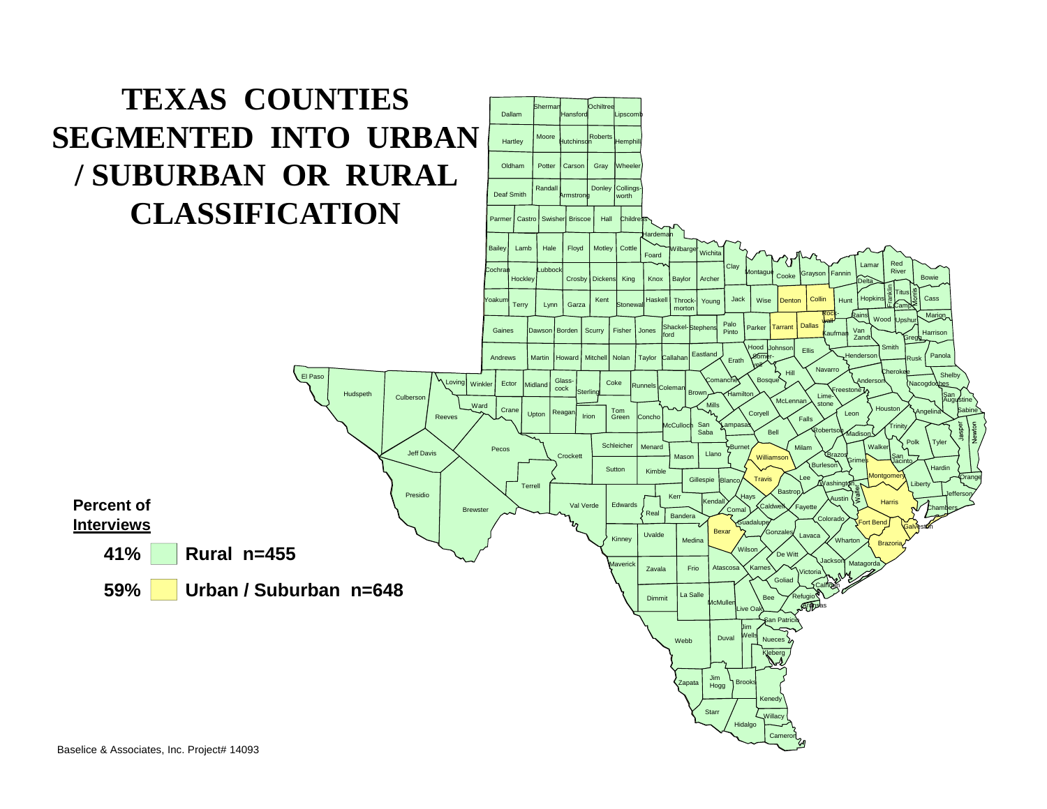# TEXAS COUNTIES SEGMENTED INTO URBAN / SUBURBAN OR RURAL CLASSIFICATION

**Percent of Interviews**

| Percent | Classification |
| --- | --- |
| 41% | Rural n=455 |
| 59% | Urban / Suburban n=648 |

Baselice & Associates, Inc. Project# 14093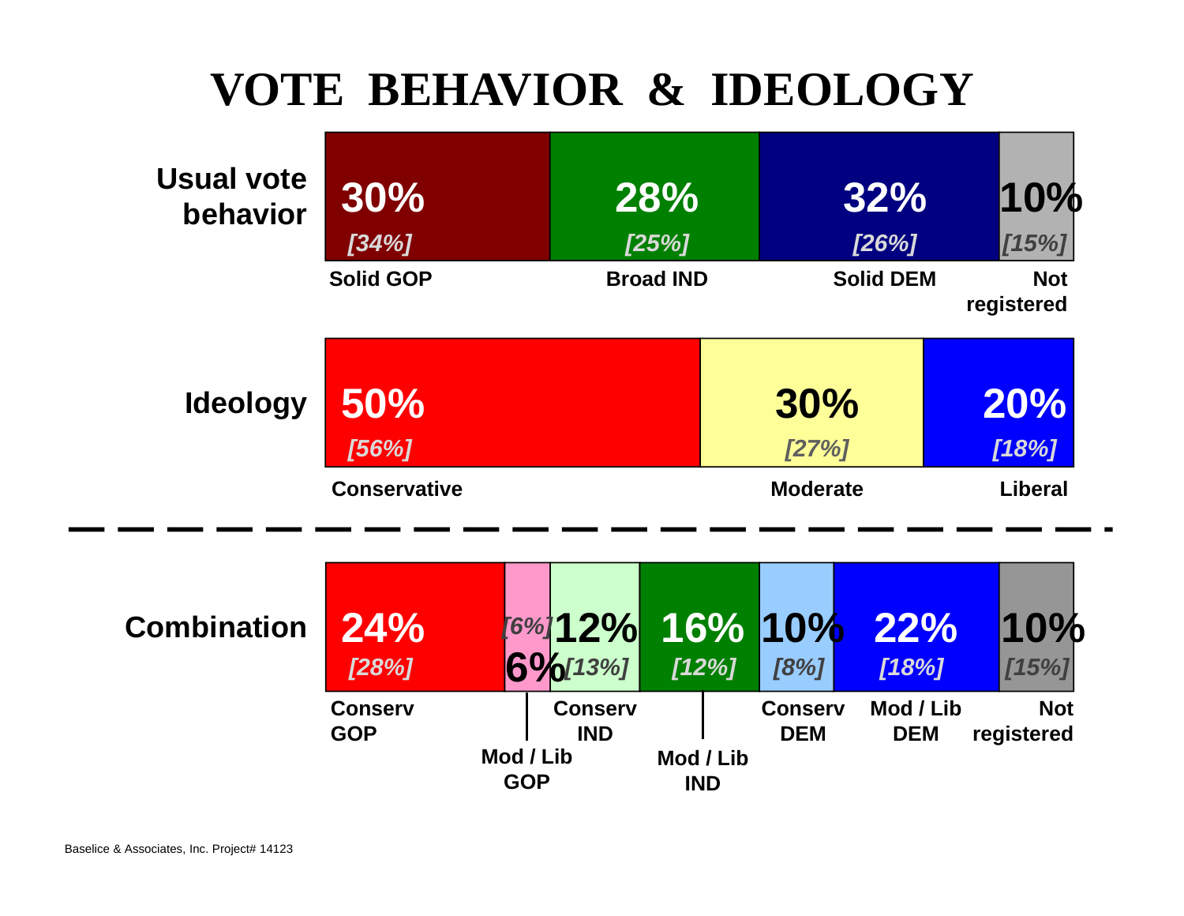# VOTE BEHAVIOR & IDEOLOGY

**Usual vote behavior**

| Solid GOP | Broad IND | Solid DEM | Not registered |
| --- | --- | --- | --- |
| 30% *[34%]* | 28% *[25%]* | 32% *[26%]* | 10% *[15%]* |

**Ideology**

| Conservative | Moderate | Liberal |
| --- | --- | --- |
| 50% *[56%]* | 30% *[27%]* | 20% *[18%]* |

**Combination**

| Conserv GOP | Mod / Lib GOP | Conserv IND | Mod / Lib IND | Conserv DEM | Mod / Lib DEM | Not registered |
| --- | --- | --- | --- | --- | --- | --- |
| 24% *[28%]* | 6% *[6%]* | 12% *[13%]* | 16% *[12%]* | 10% *[8%]* | 22% *[18%]* | 10% *[15%]* |

Baselice & Associates, Inc. Project# 14123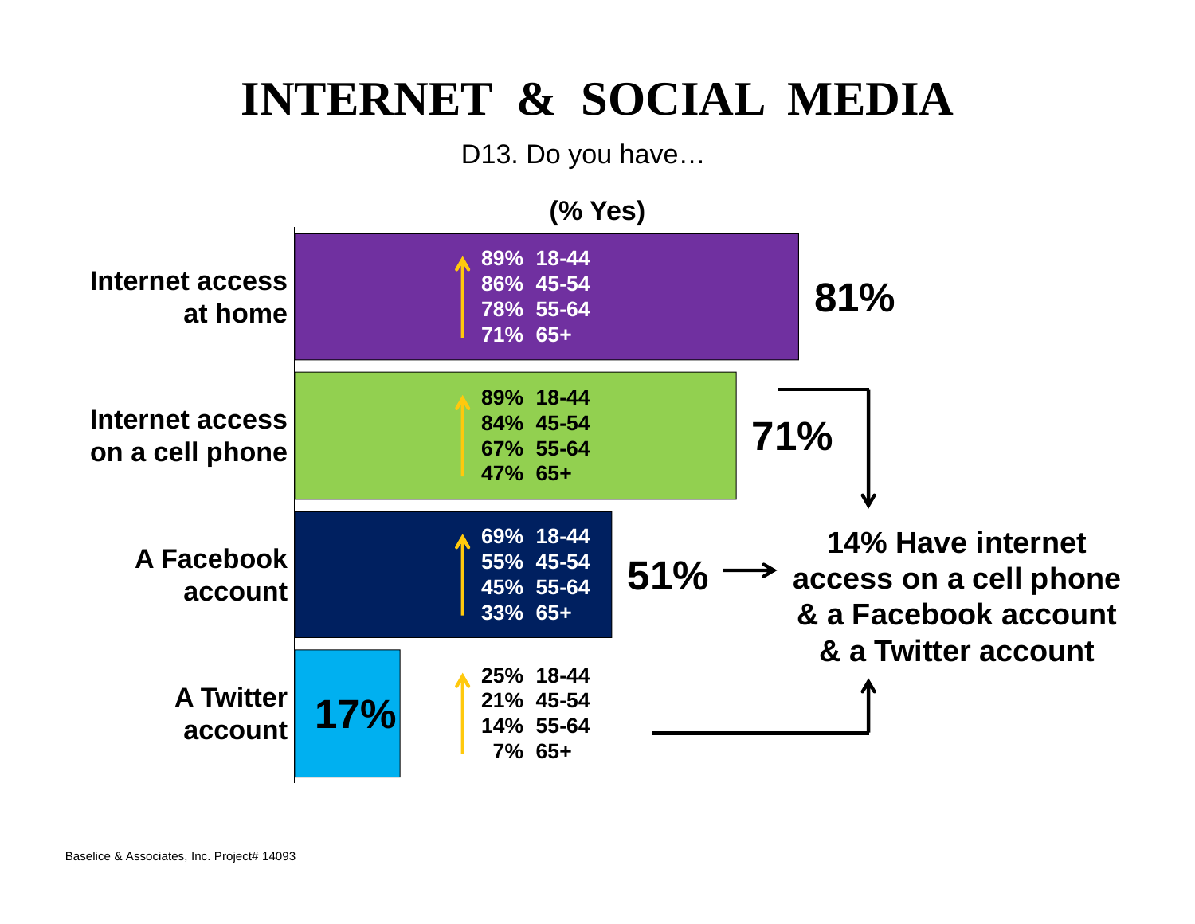# INTERNET & SOCIAL MEDIA

D13. Do you have…

(% Yes)

| | Total | 18-44 | 45-54 | 55-64 | 65+ |
|---|---|---|---|---|---|
| Internet access at home | 81% | 89% | 86% | 78% | 71% |
| Internet access on a cell phone | 71% | 89% | 84% | 67% | 47% |
| A Facebook account | 51% | 69% | 55% | 45% | 33% |
| A Twitter account | 17% | 25% | 21% | 14% | 7% |

**14% Have internet access on a cell phone & a Facebook account & a Twitter account**

Baselice & Associates, Inc. Project# 14093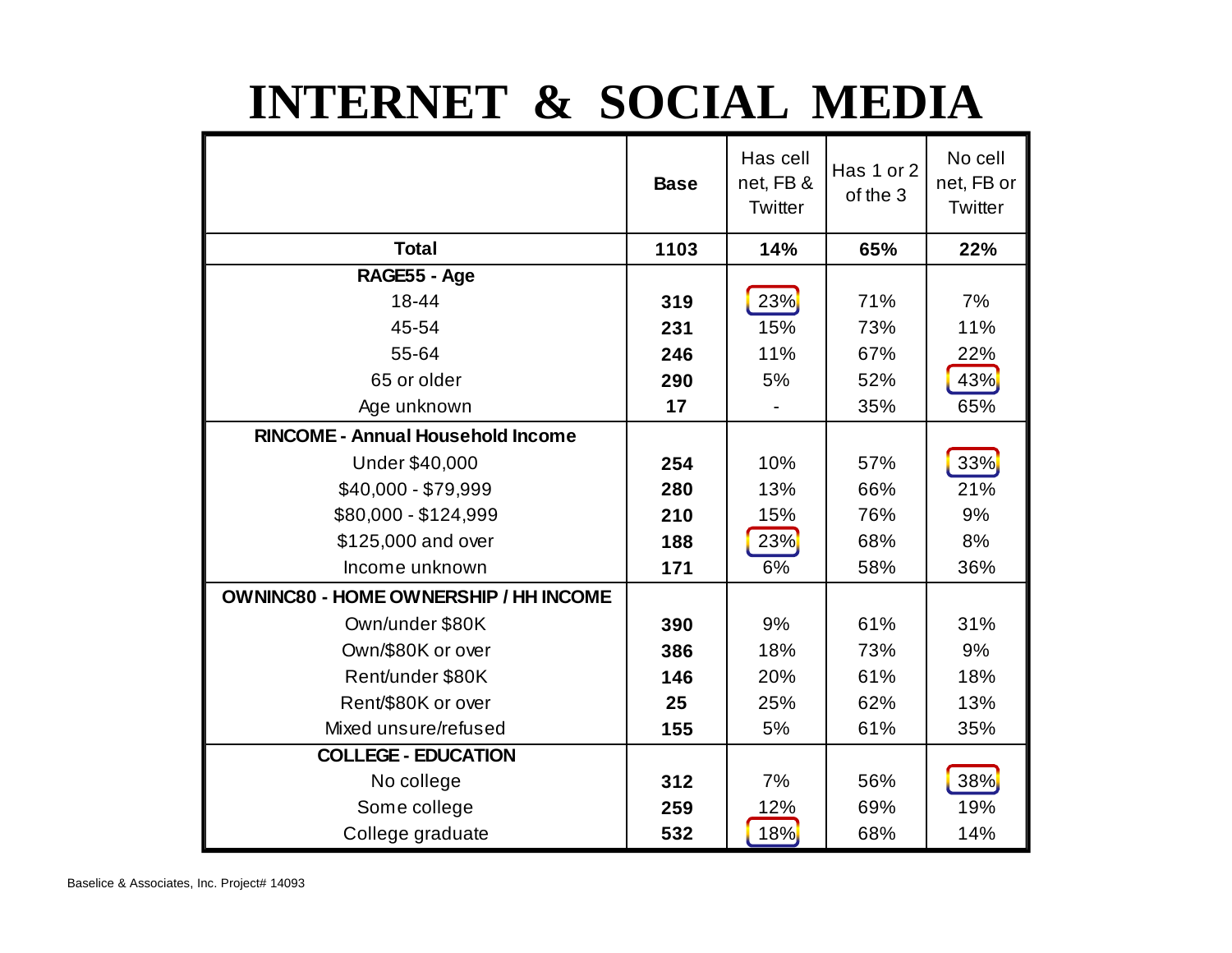# INTERNET & SOCIAL MEDIA

| | Base | Has cell net, FB & Twitter | Has 1 or 2 of the 3 | No cell net, FB or Twitter |
|---|---|---|---|---|
| **Total** | **1103** | **14%** | **65%** | **22%** |
| **RAGE55 - Age** | | | | |
| 18-44 | **319** | 23% | 71% | 7% |
| 45-54 | **231** | 15% | 73% | 11% |
| 55-64 | **246** | 11% | 67% | 22% |
| 65 or older | **290** | 5% | 52% | 43% |
| Age unknown | **17** | - | 35% | 65% |
| **RINCOME - Annual Household Income** | | | | |
| Under $40,000 | **254** | 10% | 57% | 33% |
| $40,000 - $79,999 | **280** | 13% | 66% | 21% |
| $80,000 - $124,999 | **210** | 15% | 76% | 9% |
| $125,000 and over | **188** | 23% | 68% | 8% |
| Income unknown | **171** | 6% | 58% | 36% |
| **OWNINC80 - HOME OWNERSHIP / HH INCOME** | | | | |
| Own/under $80K | **390** | 9% | 61% | 31% |
| Own/$80K or over | **386** | 18% | 73% | 9% |
| Rent/under $80K | **146** | 20% | 61% | 18% |
| Rent/$80K or over | **25** | 25% | 62% | 13% |
| Mixed unsure/refused | **155** | 5% | 61% | 35% |
| **COLLEGE - EDUCATION** | | | | |
| No college | **312** | 7% | 56% | 38% |
| Some college | **259** | 12% | 69% | 19% |
| College graduate | **532** | 18% | 68% | 14% |

Baselice & Associates, Inc. Project# 14093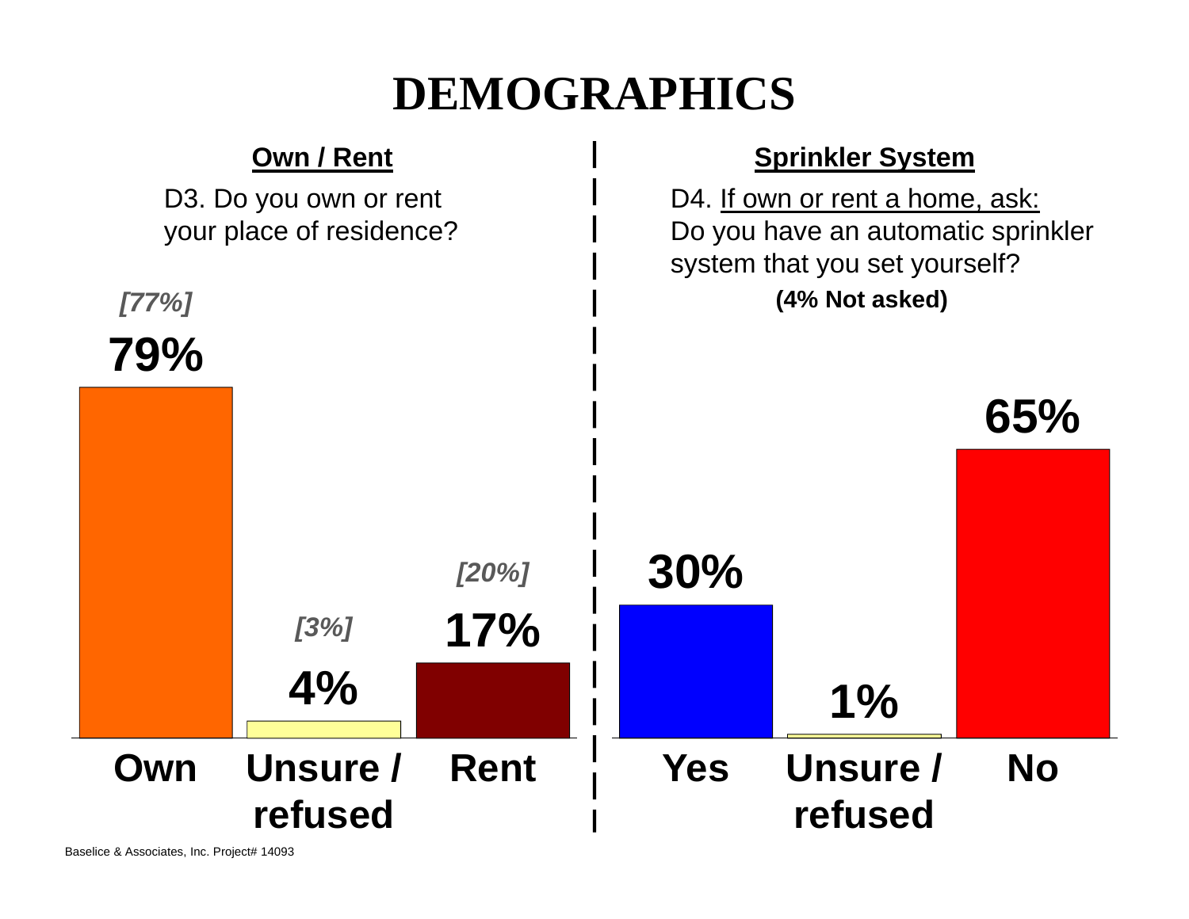# DEMOGRAPHICS

## Own / Rent

D3. Do you own or rent your place of residence?

| | Own | Unsure / refused | Rent |
|---|---|---|---|
| | *[77%]* | *[3%]* | *[20%]* |
| | **79%** | **4%** | **17%** |

## Sprinkler System

D4. <u>If own or rent a home, ask:</u> Do you have an automatic sprinkler system that you set yourself?

**(4% Not asked)**

| Yes | Unsure / refused | No |
|---|---|---|
| **30%** | **1%** | **65%** |

Baselice & Associates, Inc. Project# 14093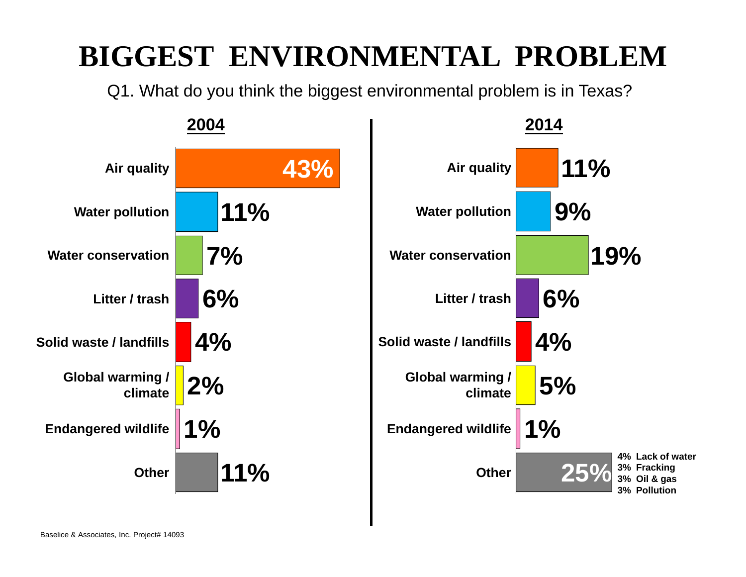# BIGGEST ENVIRONMENTAL PROBLEM

Q1. What do you think the biggest environmental problem is in Texas?

| | 2004 | 2014 |
|---|---|---|
| Air quality | 43% | 11% |
| Water pollution | 11% | 9% |
| Water conservation | 7% | 19% |
| Litter / trash | 6% | 6% |
| Solid waste / landfills | 4% | 4% |
| Global warming / climate | 2% | 5% |
| Endangered wildlife | 1% | 1% |
| Other | 11% | 25% |

2014 Other:
- 4% Lack of water
- 3% Fracking
- 3% Oil & gas
- 3% Pollution

Baselice & Associates, Inc. Project# 14093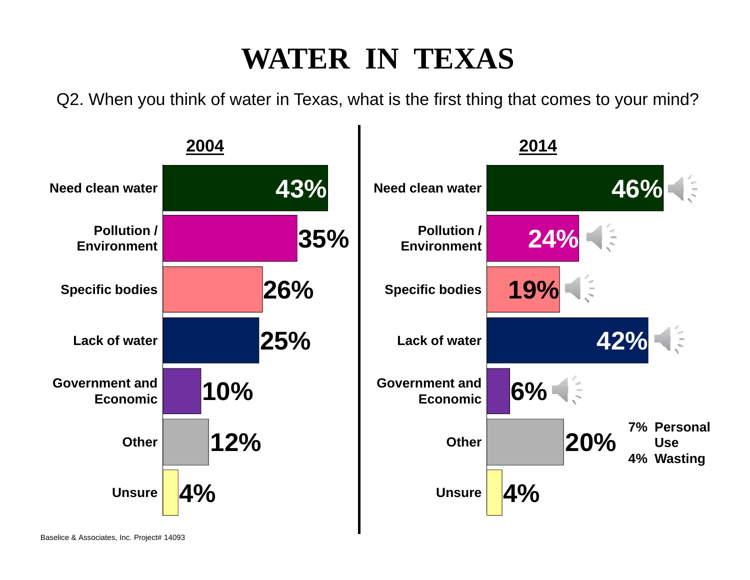# WATER IN TEXAS

Q2. When you think of water in Texas, what is the first thing that comes to your mind?

| | 2004 | 2014 |
|---|---|---|
| Need clean water | 43% | 46% |
| Pollution / Environment | 35% | 24% |
| Specific bodies | 26% | 19% |
| Lack of water | 25% | 42% |
| Government and Economic | 10% | 6% |
| Other | 12% | 20% |
| Unsure | 4% | 4% |

2014 "Other": 7% Personal Use; 4% Wasting

Baselice & Associates, Inc. Project# 14093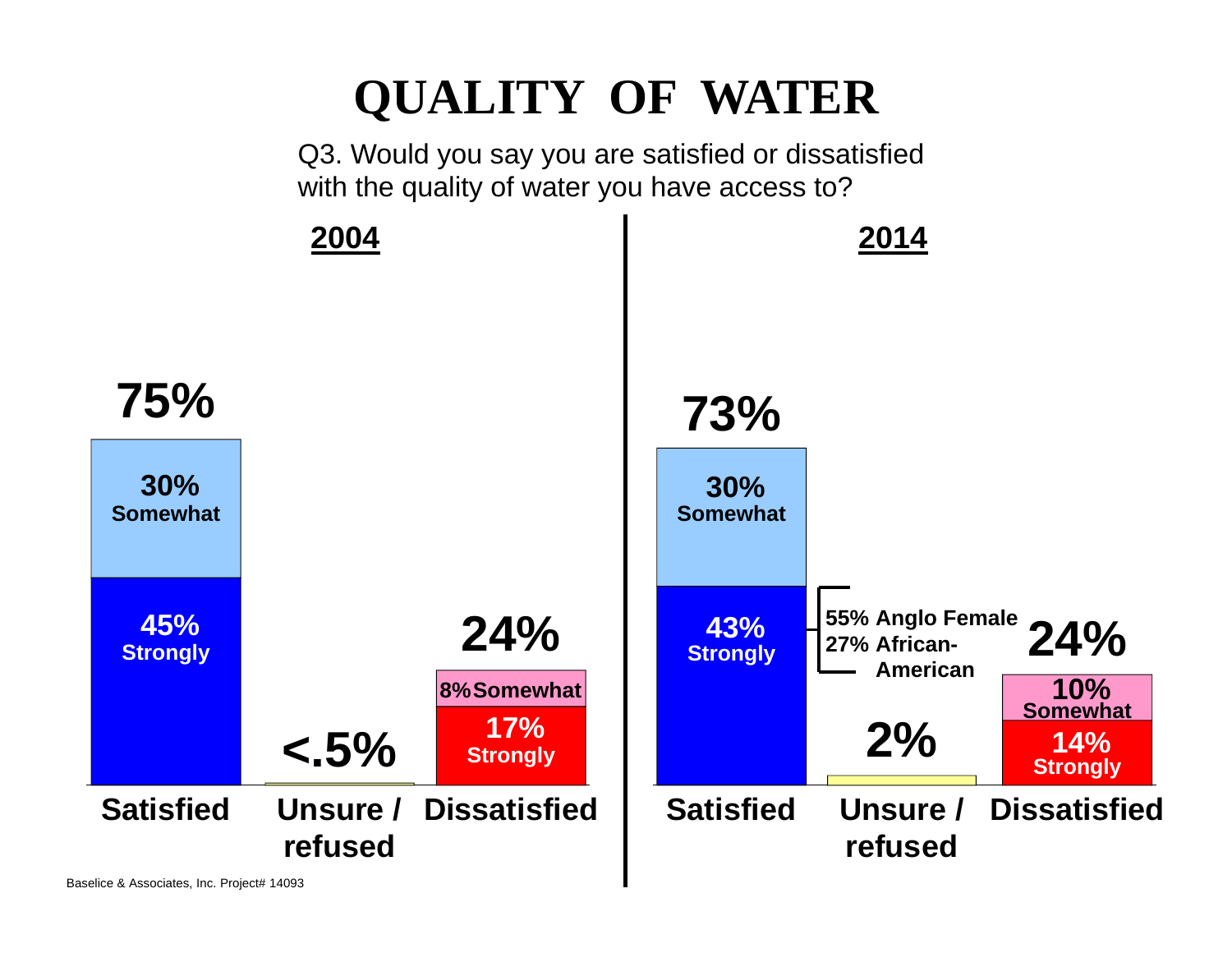# QUALITY OF WATER

Q3. Would you say you are satisfied or dissatisfied with the quality of water you have access to?

**2004**

| | Satisfied | Unsure / refused | Dissatisfied |
|---|---|---|---|
| Total | 75% | <.5% | 24% |
| Somewhat | 30% | | 8% |
| Strongly | 45% | | 17% |

**2014**

| | Satisfied | Unsure / refused | Dissatisfied |
|---|---|---|---|
| Total | 73% | 2% | 24% |
| Somewhat | 30% | | 10% |
| Strongly | 43% | | 14% |

Strongly satisfied (2014): 55% Anglo Female; 27% African-American

Baselice & Associates, Inc. Project# 14093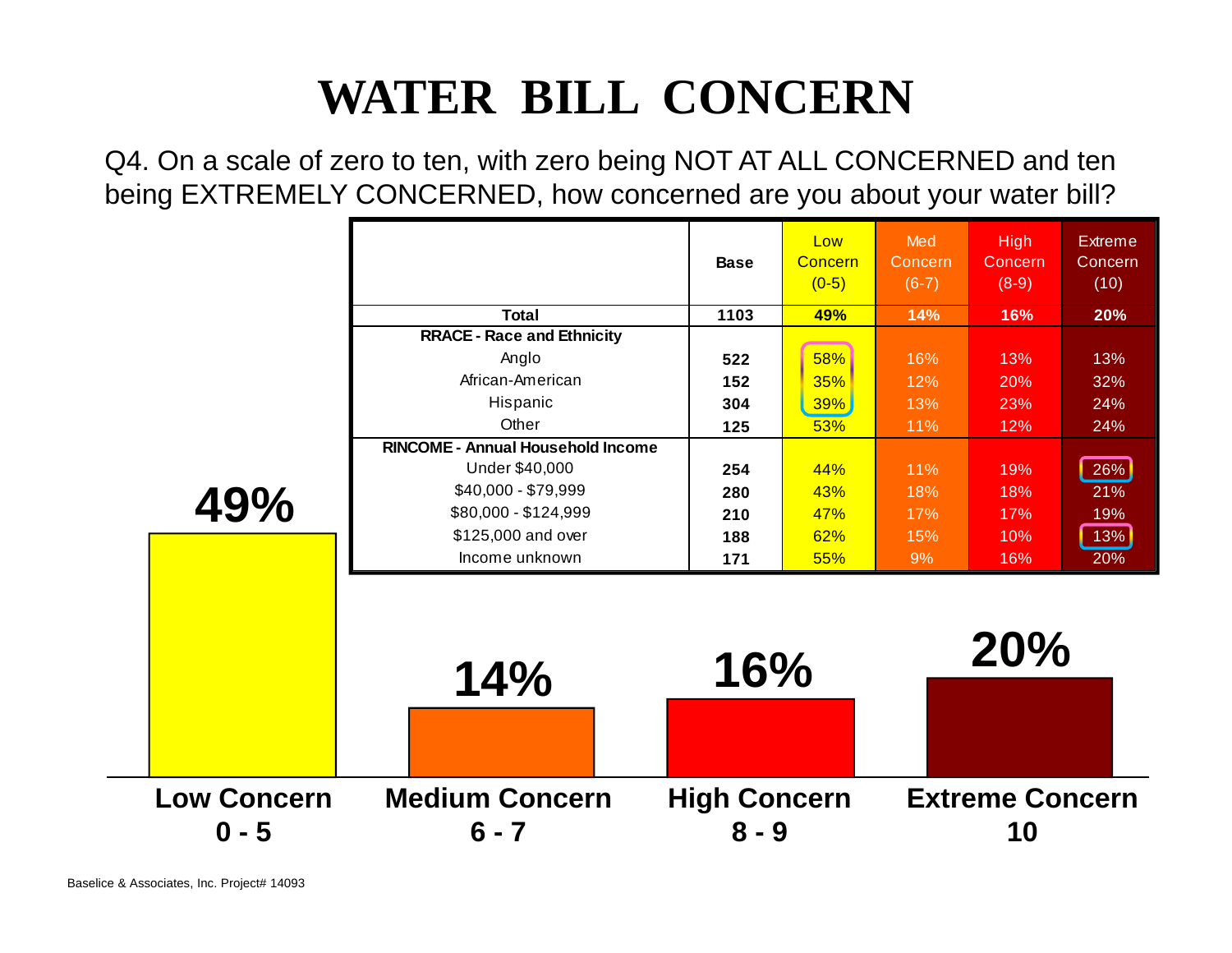# WATER BILL CONCERN

Q4. On a scale of zero to ten, with zero being NOT AT ALL CONCERNED and ten being EXTREMELY CONCERNED, how concerned are you about your water bill?

| | Base | Low Concern (0-5) | Med Concern (6-7) | High Concern (8-9) | Extreme Concern (10) |
|---|---|---|---|---|---|
| **Total** | **1103** | **49%** | **14%** | **16%** | **20%** |
| **RRACE - Race and Ethnicity** | | | | | |
| Anglo | 522 | 58% | 16% | 13% | 13% |
| African-American | 152 | 35% | 12% | 20% | 32% |
| Hispanic | 304 | 39% | 13% | 23% | 24% |
| Other | 125 | 53% | 11% | 12% | 24% |
| **RINCOME - Annual Household Income** | | | | | |
| Under $40,000 | 254 | 44% | 11% | 19% | 26% |
| $40,000 - $79,999 | 280 | 43% | 18% | 18% | 21% |
| $80,000 - $124,999 | 210 | 47% | 17% | 17% | 19% |
| $125,000 and over | 188 | 62% | 15% | 10% | 13% |
| Income unknown | 171 | 55% | 9% | 16% | 20% |

| Low Concern 0 - 5 | Medium Concern 6 - 7 | High Concern 8 - 9 | Extreme Concern 10 |
|---|---|---|---|
| 49% | 14% | 16% | 20% |

Baselice & Associates, Inc. Project# 14093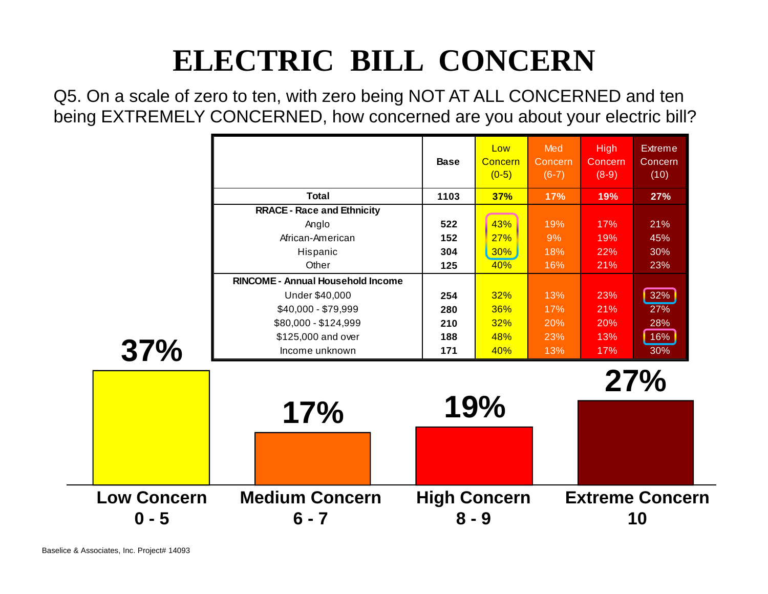# ELECTRIC BILL CONCERN

Q5. On a scale of zero to ten, with zero being NOT AT ALL CONCERNED and ten being EXTREMELY CONCERNED, how concerned are you about your electric bill?

| | Base | Low Concern (0-5) | Med Concern (6-7) | High Concern (8-9) | Extreme Concern (10) |
|---|---|---|---|---|---|
| **Total** | **1103** | **37%** | **17%** | **19%** | **27%** |
| **RRACE - Race and Ethnicity** | | | | | |
| Anglo | **522** | 43% | 19% | 17% | 21% |
| African-American | **152** | 27% | 9% | 19% | 45% |
| Hispanic | **304** | 30% | 18% | 22% | 30% |
| Other | **125** | 40% | 16% | 21% | 23% |
| **RINCOME - Annual Household Income** | | | | | |
| Under $40,000 | **254** | 32% | 13% | 23% | 32% |
| $40,000 - $79,999 | **280** | 36% | 17% | 21% | 27% |
| $80,000 - $124,999 | **210** | 32% | 20% | 20% | 28% |
| $125,000 and over | **188** | 48% | 23% | 13% | 16% |
| Income unknown | **171** | 40% | 13% | 17% | 30% |

| Low Concern 0 - 5 | Medium Concern 6 - 7 | High Concern 8 - 9 | Extreme Concern 10 |
|---|---|---|---|
| 37% | 17% | 19% | 27% |

Baselice & Associates, Inc. Project# 14093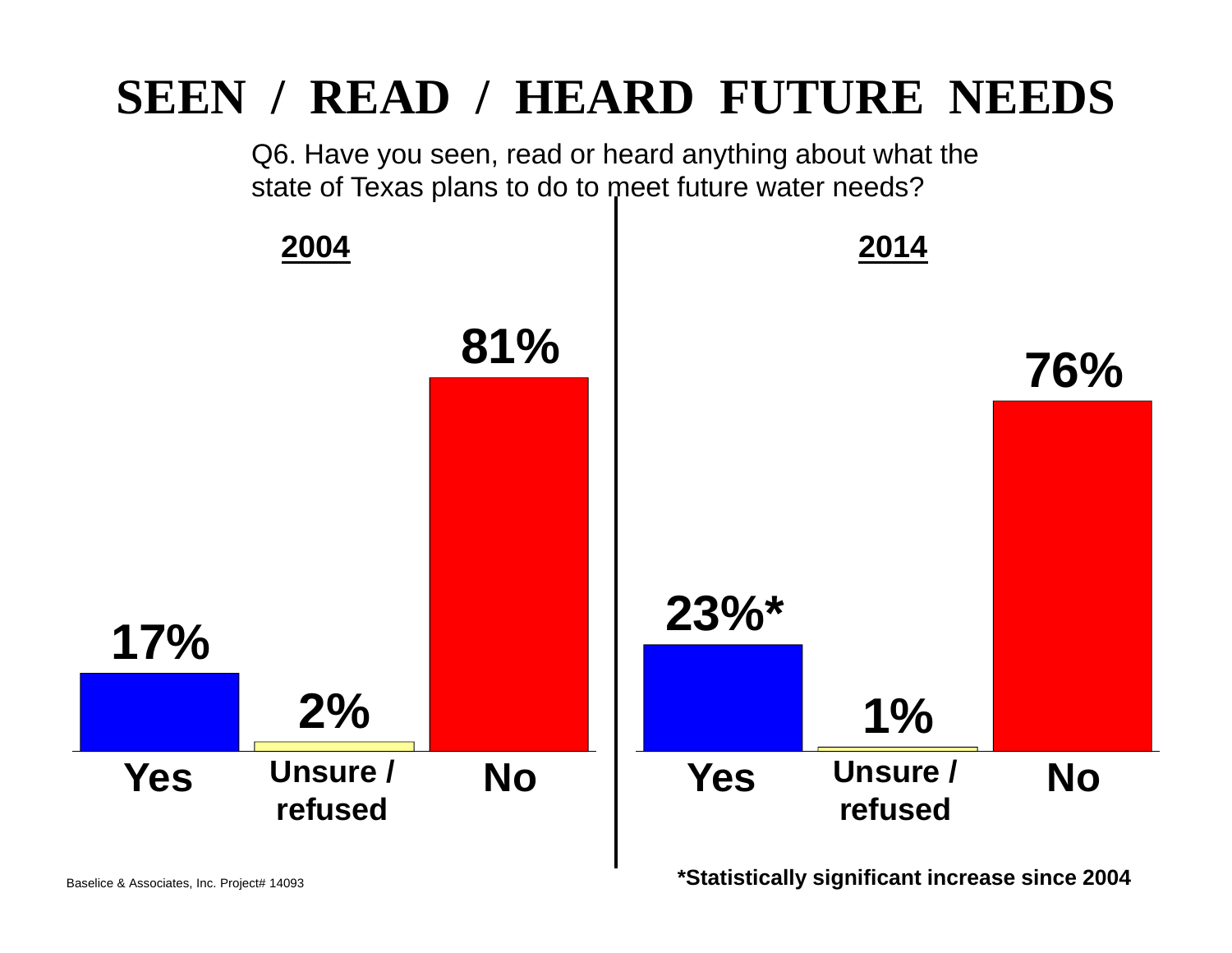# SEEN / READ / HEARD FUTURE NEEDS

Q6. Have you seen, read or heard anything about what the state of Texas plans to do to meet future water needs?

| | 2004 | 2014 |
|---|---|---|
| Yes | 17% | 23%* |
| Unsure / refused | 2% | 1% |
| No | 81% | 76% |

*Statistically significant increase since 2004

Baselice & Associates, Inc. Project# 14093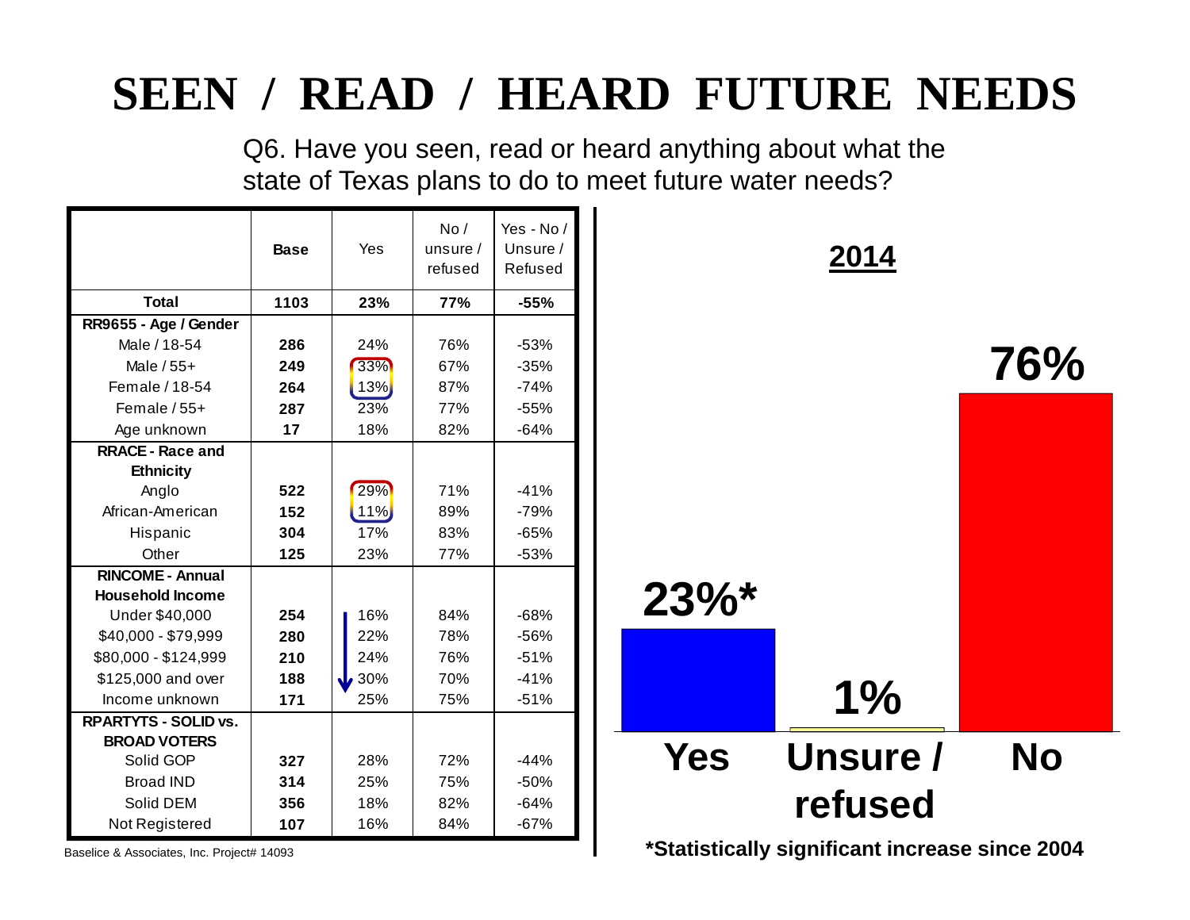# SEEN / READ / HEARD FUTURE NEEDS

Q6. Have you seen, read or heard anything about what the state of Texas plans to do to meet future water needs?

| | Base | Yes | No / unsure / refused | Yes - No / Unsure / Refused |
|---|---|---|---|---|
| **Total** | **1103** | **23%** | **77%** | **-55%** |
| **RR9655 - Age / Gender** | | | | |
| Male / 18-54 | 286 | 24% | 76% | -53% |
| Male / 55+ | 249 | 33% | 67% | -35% |
| Female / 18-54 | 264 | 13% | 87% | -74% |
| Female / 55+ | 287 | 23% | 77% | -55% |
| Age unknown | 17 | 18% | 82% | -64% |
| **RRACE - Race and Ethnicity** | | | | |
| Anglo | 522 | 29% | 71% | -41% |
| African-American | 152 | 11% | 89% | -79% |
| Hispanic | 304 | 17% | 83% | -65% |
| Other | 125 | 23% | 77% | -53% |
| **RINCOME - Annual Household Income** | | | | |
| Under $40,000 | 254 | 16% | 84% | -68% |
| $40,000 - $79,999 | 280 | 22% | 78% | -56% |
| $80,000 - $124,999 | 210 | 24% | 76% | -51% |
| $125,000 and over | 188 | 30% | 70% | -41% |
| Income unknown | 171 | 25% | 75% | -51% |
| **RPARTYTS - SOLID vs. BROAD VOTERS** | | | | |
| Solid GOP | 327 | 28% | 72% | -44% |
| Broad IND | 314 | 25% | 75% | -50% |
| Solid DEM | 356 | 18% | 82% | -64% |
| Not Registered | 107 | 16% | 84% | -67% |

Baselice & Associates, Inc. Project# 14093

**2014**

| Yes | Unsure / refused | No |
|---|---|---|
| 23%* | 1% | 76% |

**\*Statistically significant increase since 2004**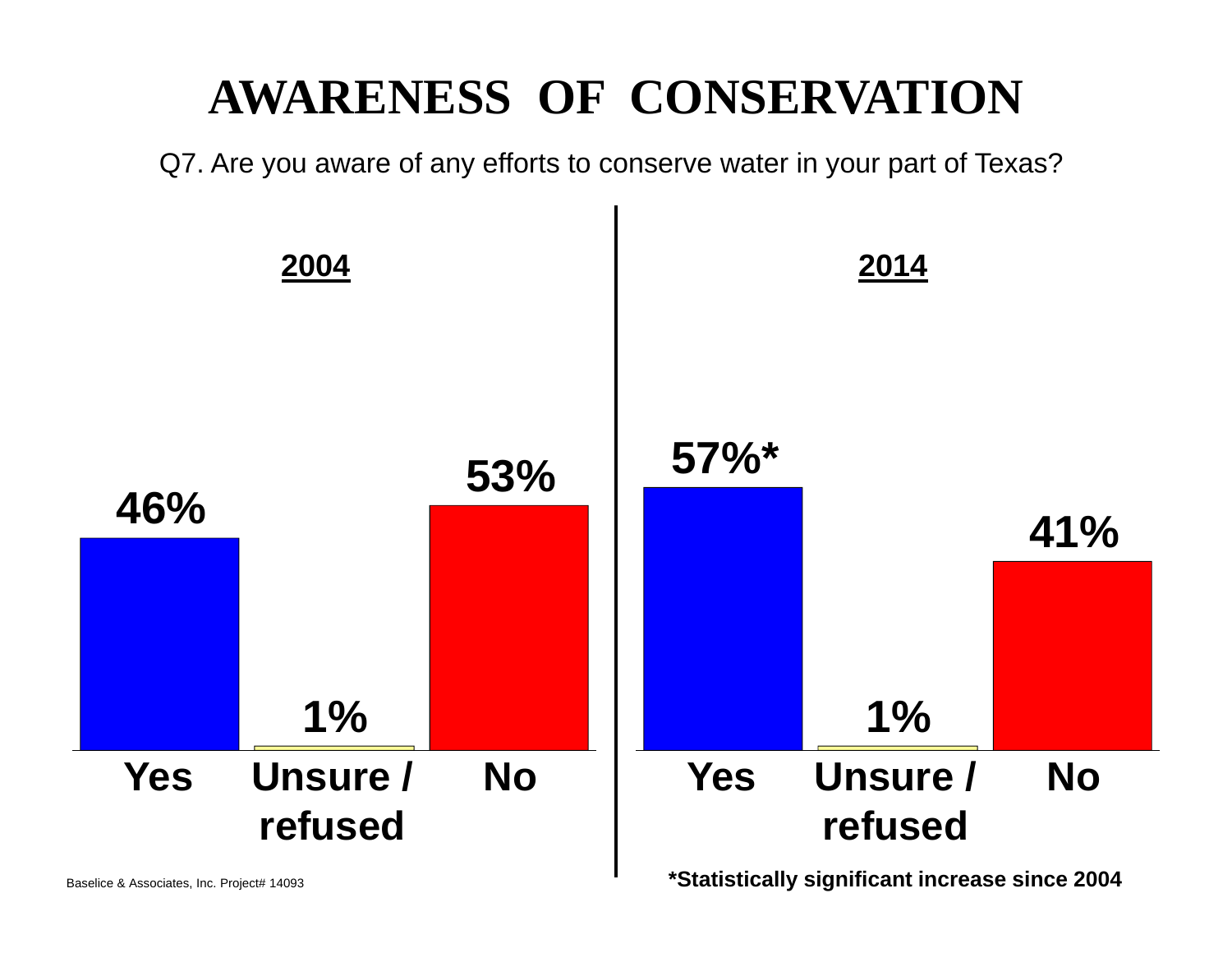# AWARENESS OF CONSERVATION

Q7. Are you aware of any efforts to conserve water in your part of Texas?

| | 2004 | 2014 |
|---|---|---|
| Yes | 46% | 57%* |
| Unsure / refused | 1% | 1% |
| No | 53% | 41% |

*Statistically significant increase since 2004

Baselice & Associates, Inc. Project# 14093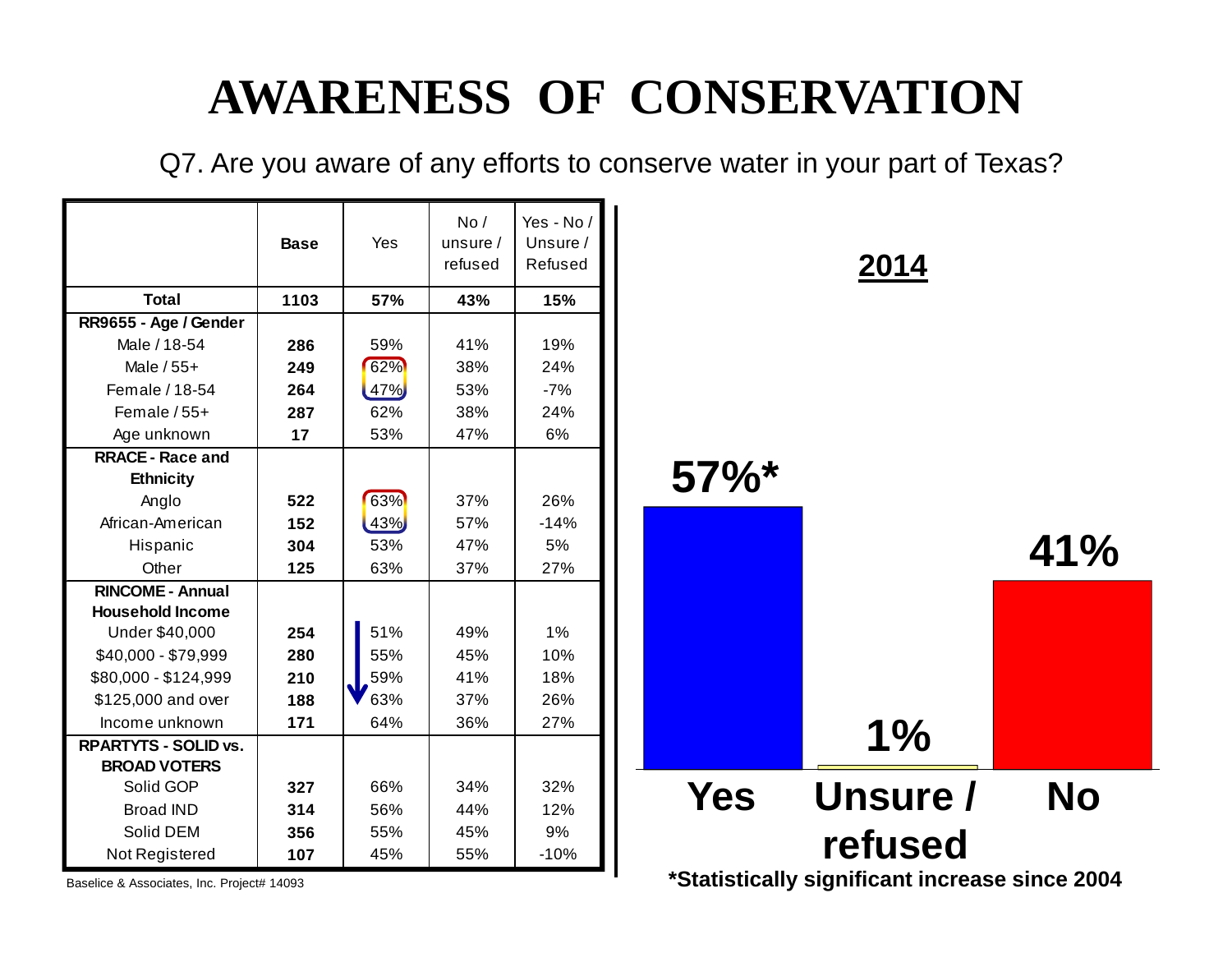# AWARENESS OF CONSERVATION

Q7. Are you aware of any efforts to conserve water in your part of Texas?

| | Base | Yes | No / unsure / refused | Yes - No / Unsure / Refused |
|---|---|---|---|---|
| **Total** | **1103** | **57%** | **43%** | **15%** |
| **RR9655 - Age / Gender** | | | | |
| Male / 18-54 | 286 | 59% | 41% | 19% |
| Male / 55+ | 249 | 62% | 38% | 24% |
| Female / 18-54 | 264 | 47% | 53% | -7% |
| Female / 55+ | 287 | 62% | 38% | 24% |
| Age unknown | 17 | 53% | 47% | 6% |
| **RRACE - Race and Ethnicity** | | | | |
| Anglo | 522 | 63% | 37% | 26% |
| African-American | 152 | 43% | 57% | -14% |
| Hispanic | 304 | 53% | 47% | 5% |
| Other | 125 | 63% | 37% | 27% |
| **RINCOME - Annual Household Income** | | | | |
| Under $40,000 | 254 | 51% | 49% | 1% |
| $40,000 - $79,999 | 280 | 55% | 45% | 10% |
| $80,000 - $124,999 | 210 | 59% | 41% | 18% |
| $125,000 and over | 188 | 63% | 37% | 26% |
| Income unknown | 171 | 64% | 36% | 27% |
| **RPARTYTS - SOLID vs. BROAD VOTERS** | | | | |
| Solid GOP | 327 | 66% | 34% | 32% |
| Broad IND | 314 | 56% | 44% | 12% |
| Solid DEM | 356 | 55% | 45% | 9% |
| Not Registered | 107 | 45% | 55% | -10% |

**2014**

| Yes | Unsure / refused | No |
|---|---|---|
| 57%* | 1% | 41% |

***Statistically significant increase since 2004**

Baselice & Associates, Inc. Project# 14093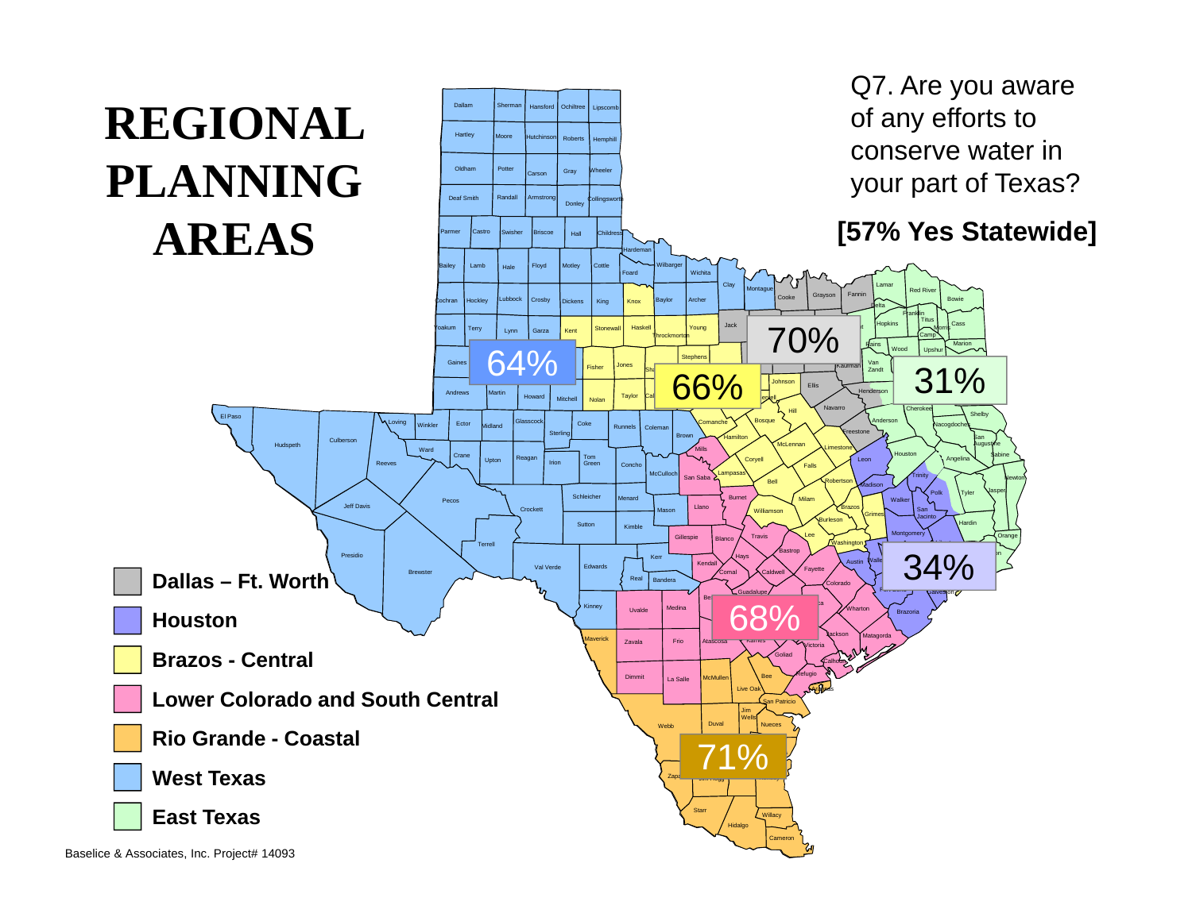# REGIONAL PLANNING AREAS

Q7. Are you aware of any efforts to conserve water in your part of Texas?

**[57% Yes Statewide]**

| Region | % Yes |
| --- | --- |
| Dallas – Ft. Worth | 70% |
| Houston | 34% |
| Brazos - Central | 66% |
| Lower Colorado and South Central | 68% |
| Rio Grande - Coastal | 71% |
| West Texas | 64% |
| East Texas | 31% |

Baselice & Associates, Inc. Project# 14093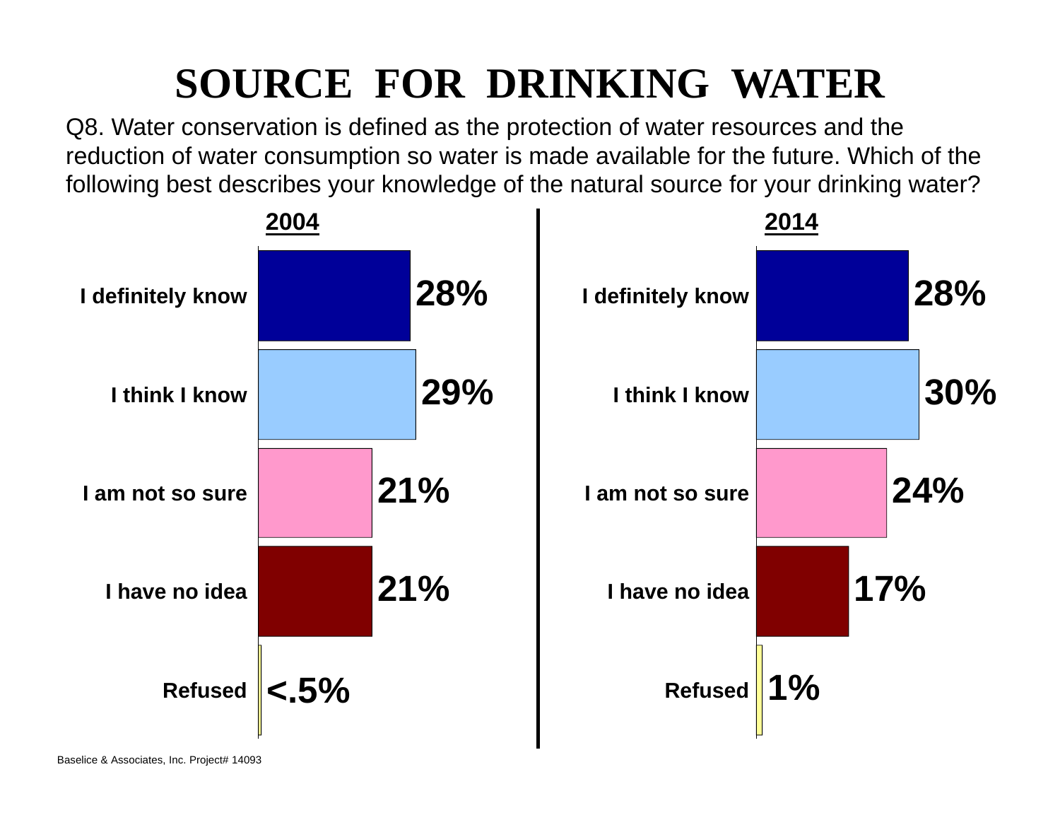# SOURCE FOR DRINKING WATER

Q8. Water conservation is defined as the protection of water resources and the reduction of water consumption so water is made available for the future. Which of the following best describes your knowledge of the natural source for your drinking water?

| | 2004 | 2014 |
|---|---|---|
| I definitely know | 28% | 28% |
| I think I know | 29% | 30% |
| I am not so sure | 21% | 24% |
| I have no idea | 21% | 17% |
| Refused | <.5% | 1% |

Baselice & Associates, Inc. Project# 14093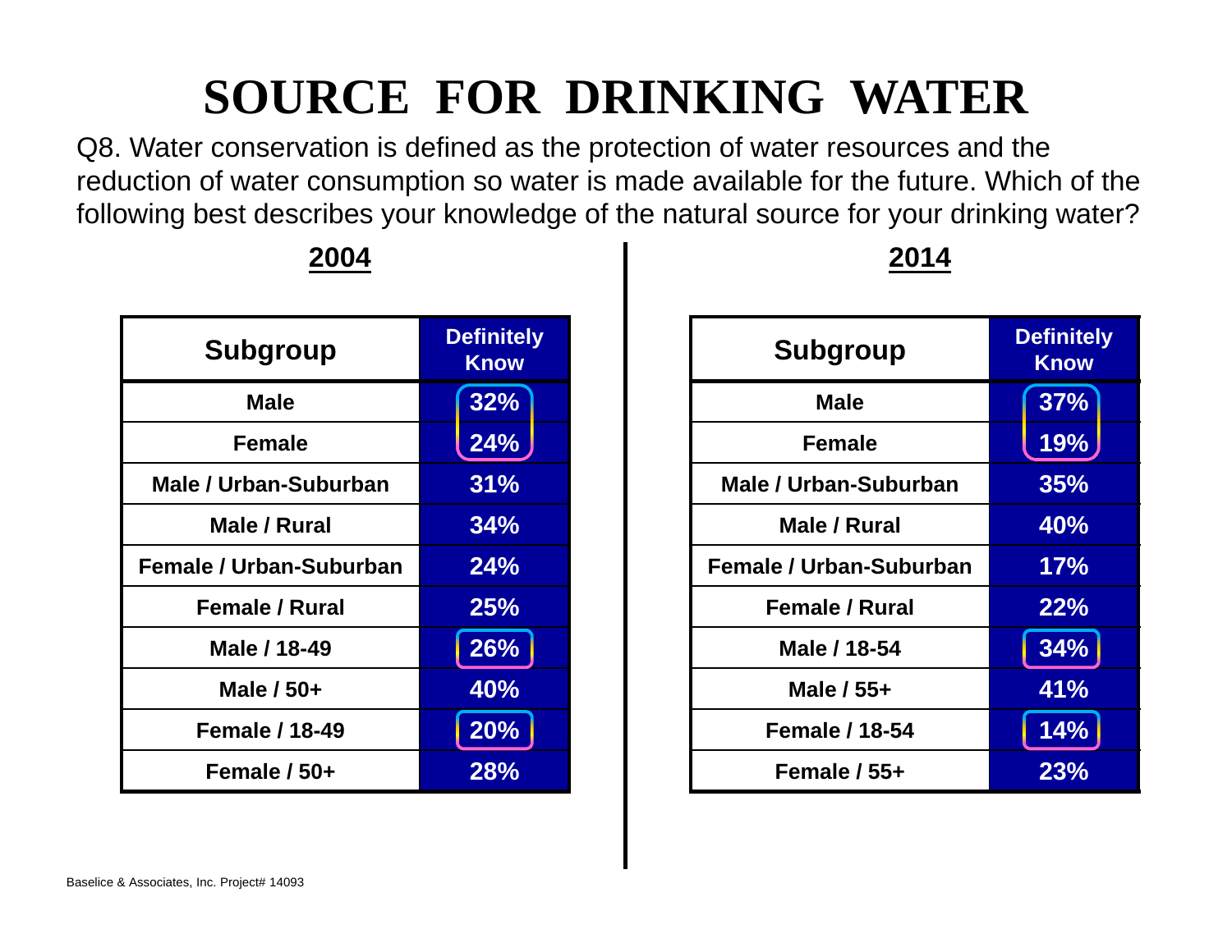# SOURCE FOR DRINKING WATER

Q8. Water conservation is defined as the protection of water resources and the reduction of water consumption so water is made available for the future. Which of the following best describes your knowledge of the natural source for your drinking water?

## 2004

| Subgroup | Definitely Know |
|---|---|
| Male | 32% |
| Female | 24% |
| Male / Urban-Suburban | 31% |
| Male / Rural | 34% |
| Female / Urban-Suburban | 24% |
| Female / Rural | 25% |
| Male / 18-49 | 26% |
| Male / 50+ | 40% |
| Female / 18-49 | 20% |
| Female / 50+ | 28% |

## 2014

| Subgroup | Definitely Know |
|---|---|
| Male | 37% |
| Female | 19% |
| Male / Urban-Suburban | 35% |
| Male / Rural | 40% |
| Female / Urban-Suburban | 17% |
| Female / Rural | 22% |
| Male / 18-54 | 34% |
| Male / 55+ | 41% |
| Female / 18-54 | 14% |
| Female / 55+ | 23% |

Baselice & Associates, Inc. Project# 14093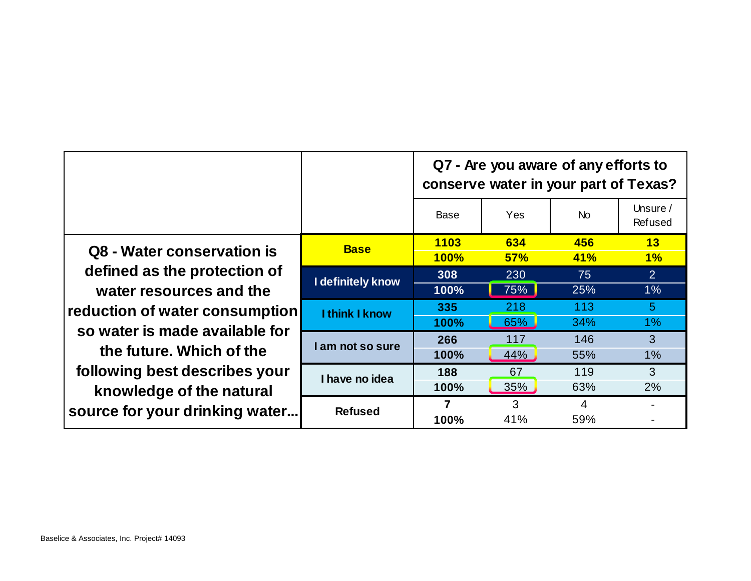| Q8 - Water conservation is defined as the protection of water resources and the reduction of water consumption so water is made available for the future. Which of the following best describes your knowledge of the natural source for your drinking water... | | Q7 - Are you aware of any efforts to conserve water in your part of Texas? | | | |
|---|---|---|---|---|---|
| | | Base | Yes | No | Unsure / Refused |
| | **Base** | **1103** | **634** | **456** | **13** |
| | | **100%** | **57%** | **41%** | **1%** |
| | **I definitely know** | **308** | 230 | 75 | 2 |
| | | **100%** | 75% | 25% | 1% |
| | **I think I know** | **335** | 218 | 113 | 5 |
| | | **100%** | 65% | 34% | 1% |
| | **I am not so sure** | **266** | 117 | 146 | 3 |
| | | **100%** | 44% | 55% | 1% |
| | **I have no idea** | **188** | 67 | 119 | 3 |
| | | **100%** | 35% | 63% | 2% |
| | **Refused** | **7** | 3 | 4 | - |
| | | **100%** | 41% | 59% | - |

Baselice & Associates, Inc. Project# 14093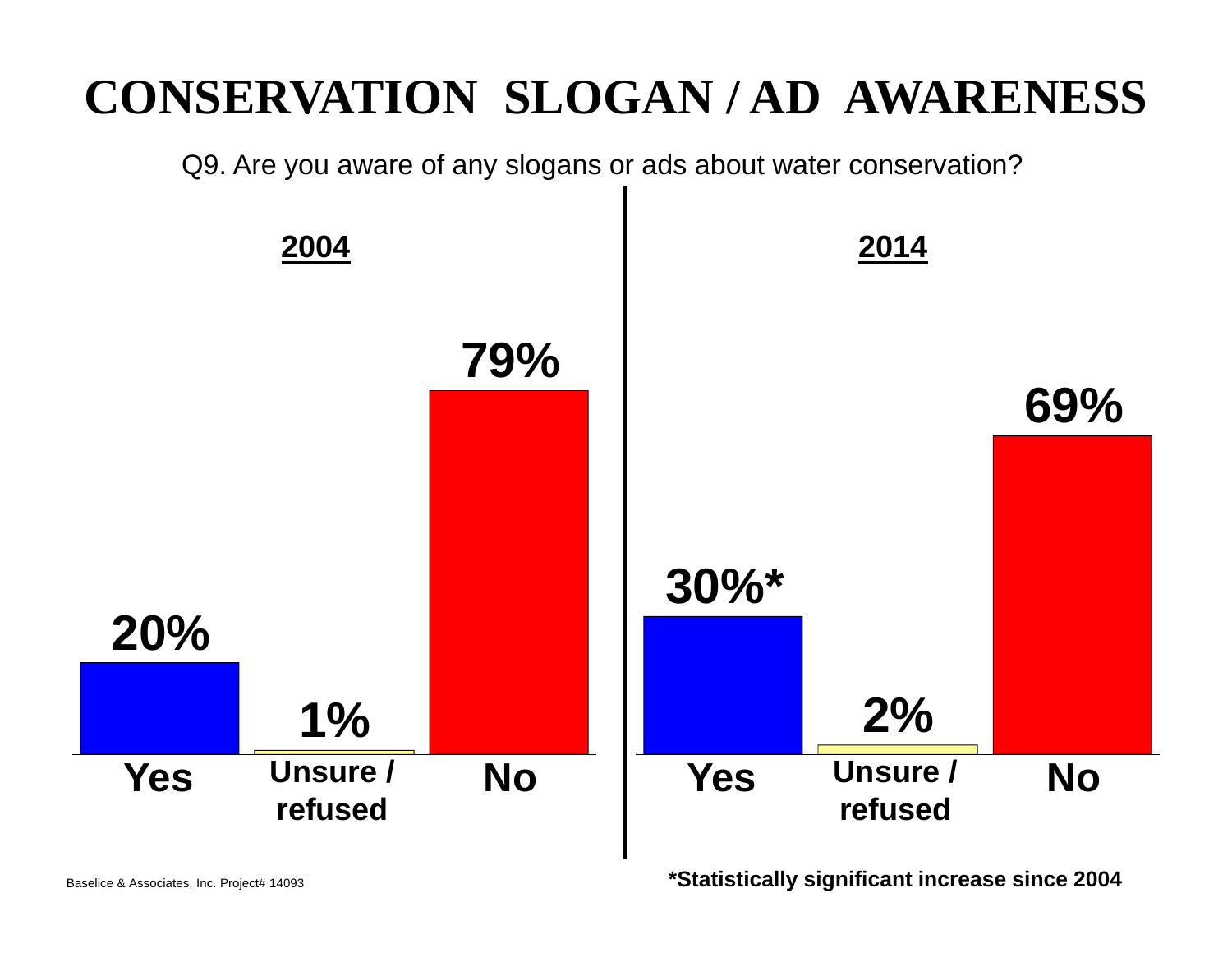# CONSERVATION SLOGAN / AD AWARENESS

Q9. Are you aware of any slogans or ads about water conservation?

| | 2004 | 2014 |
|---|---|---|
| Yes | 20% | 30%* |
| Unsure / refused | 1% | 2% |
| No | 79% | 69% |

*Statistically significant increase since 2004

Baselice & Associates, Inc. Project# 14093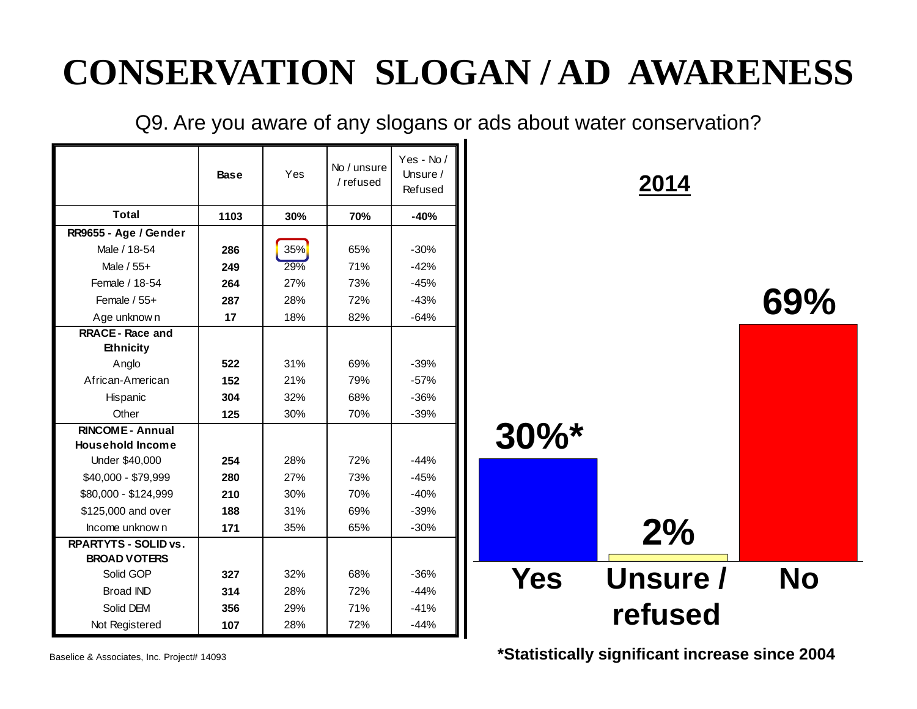# CONSERVATION SLOGAN / AD AWARENESS

Q9. Are you aware of any slogans or ads about water conservation?

| | Base | Yes | No / unsure / refused | Yes - No / Unsure / Refused |
|---|---|---|---|---|
| **Total** | **1103** | **30%** | **70%** | **-40%** |
| **RR9655 - Age / Gender** | | | | |
| Male / 18-54 | 286 | 35% | 65% | -30% |
| Male / 55+ | 249 | 29% | 71% | -42% |
| Female / 18-54 | 264 | 27% | 73% | -45% |
| Female / 55+ | 287 | 28% | 72% | -43% |
| Age unknown | 17 | 18% | 82% | -64% |
| **RRACE - Race and Ethnicity** | | | | |
| Anglo | 522 | 31% | 69% | -39% |
| African-American | 152 | 21% | 79% | -57% |
| Hispanic | 304 | 32% | 68% | -36% |
| Other | 125 | 30% | 70% | -39% |
| **RINCOME - Annual Household Income** | | | | |
| Under $40,000 | 254 | 28% | 72% | -44% |
| $40,000 - $79,999 | 280 | 27% | 73% | -45% |
| $80,000 - $124,999 | 210 | 30% | 70% | -40% |
| $125,000 and over | 188 | 31% | 69% | -39% |
| Income unknown | 171 | 35% | 65% | -30% |
| **RPARTYTS - SOLID vs. BROAD VOTERS** | | | | |
| Solid GOP | 327 | 32% | 68% | -36% |
| Broad IND | 314 | 28% | 72% | -44% |
| Solid DEM | 356 | 29% | 71% | -41% |
| Not Registered | 107 | 28% | 72% | -44% |

**2014**

| Yes | Unsure / refused | No |
|---|---|---|
| 30%* | 2% | 69% |

**\*Statistically significant increase since 2004**

Baselice & Associates, Inc. Project# 14093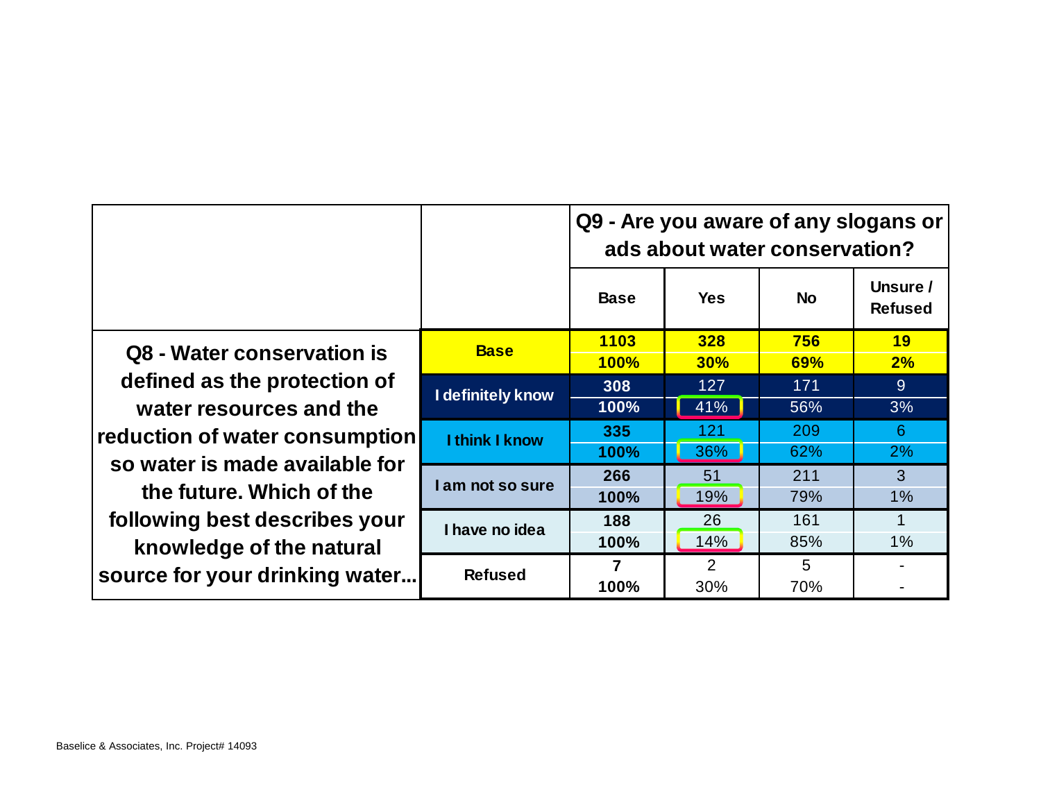| Q8 - Water conservation is defined as the protection of water resources and the reduction of water consumption so water is made available for the future. Which of the following best describes your knowledge of the natural source for your drinking water... | | Q9 - Are you aware of any slogans or ads about water conservation? | | | |
|---|---|---|---|---|---|
| | | Base | Yes | No | Unsure / Refused |
| | Base | 1103 | 328 | 756 | 19 |
| | | 100% | 30% | 69% | 2% |
| | I definitely know | 308 | 127 | 171 | 9 |
| | | 100% | 41% | 56% | 3% |
| | I think I know | 335 | 121 | 209 | 6 |
| | | 100% | 36% | 62% | 2% |
| | I am not so sure | 266 | 51 | 211 | 3 |
| | | 100% | 19% | 79% | 1% |
| | I have no idea | 188 | 26 | 161 | 1 |
| | | 100% | 14% | 85% | 1% |
| | Refused | 7 | 2 | 5 | - |
| | | 100% | 30% | 70% | - |

Baselice & Associates, Inc. Project# 14093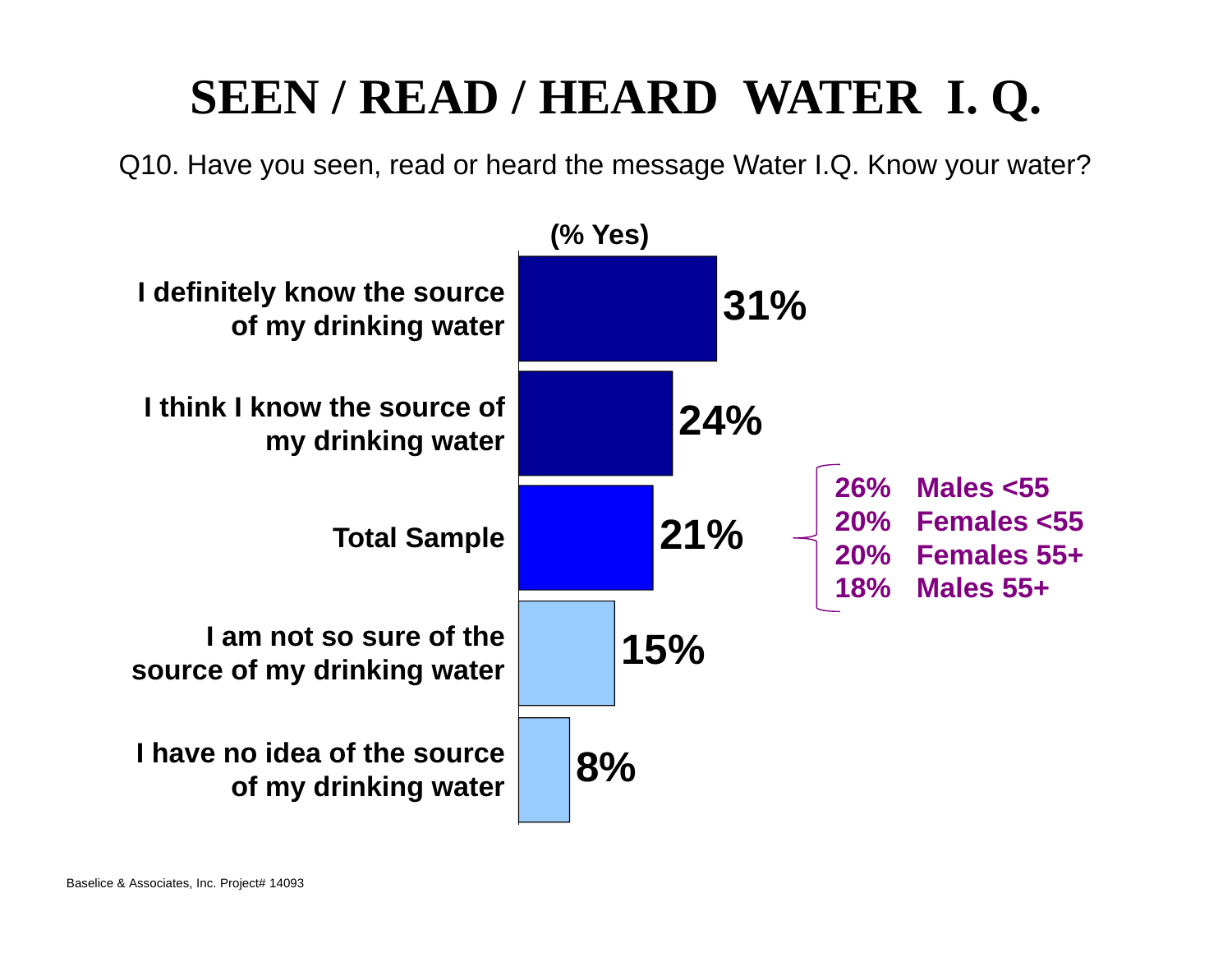# SEEN / READ / HEARD WATER I. Q.

Q10. Have you seen, read or heard the message Water I.Q. Know your water?

(% Yes)

| | % Yes |
|---|---|
| I definitely know the source of my drinking water | 31% |
| I think I know the source of my drinking water | 24% |
| Total Sample | 21% |
| I am not so sure of the source of my drinking water | 15% |
| I have no idea of the source of my drinking water | 8% |

Total Sample breakdown:

| % | Group |
|---|---|
| 26% | Males <55 |
| 20% | Females <55 |
| 20% | Females 55+ |
| 18% | Males 55+ |

Baselice & Associates, Inc. Project# 14093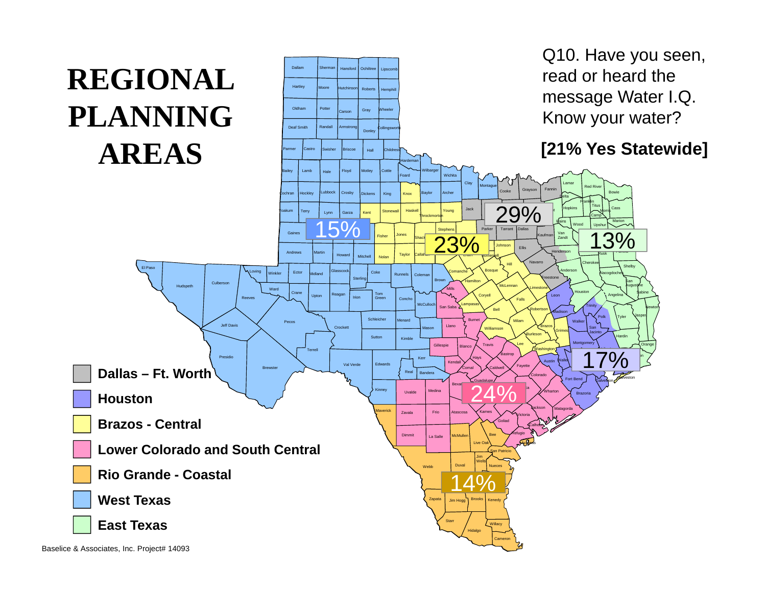# REGIONAL PLANNING AREAS

Q10. Have you seen, read or heard the message Water I.Q. Know your water?

**[21% Yes Statewide]**

| Region | Yes |
|---|---|
| Dallas – Ft. Worth | 29% |
| Houston | 17% |
| Brazos - Central | 23% |
| Lower Colorado and South Central | 24% |
| Rio Grande - Coastal | 14% |
| West Texas | 15% |
| East Texas | 13% |

Baselice & Associates, Inc. Project# 14093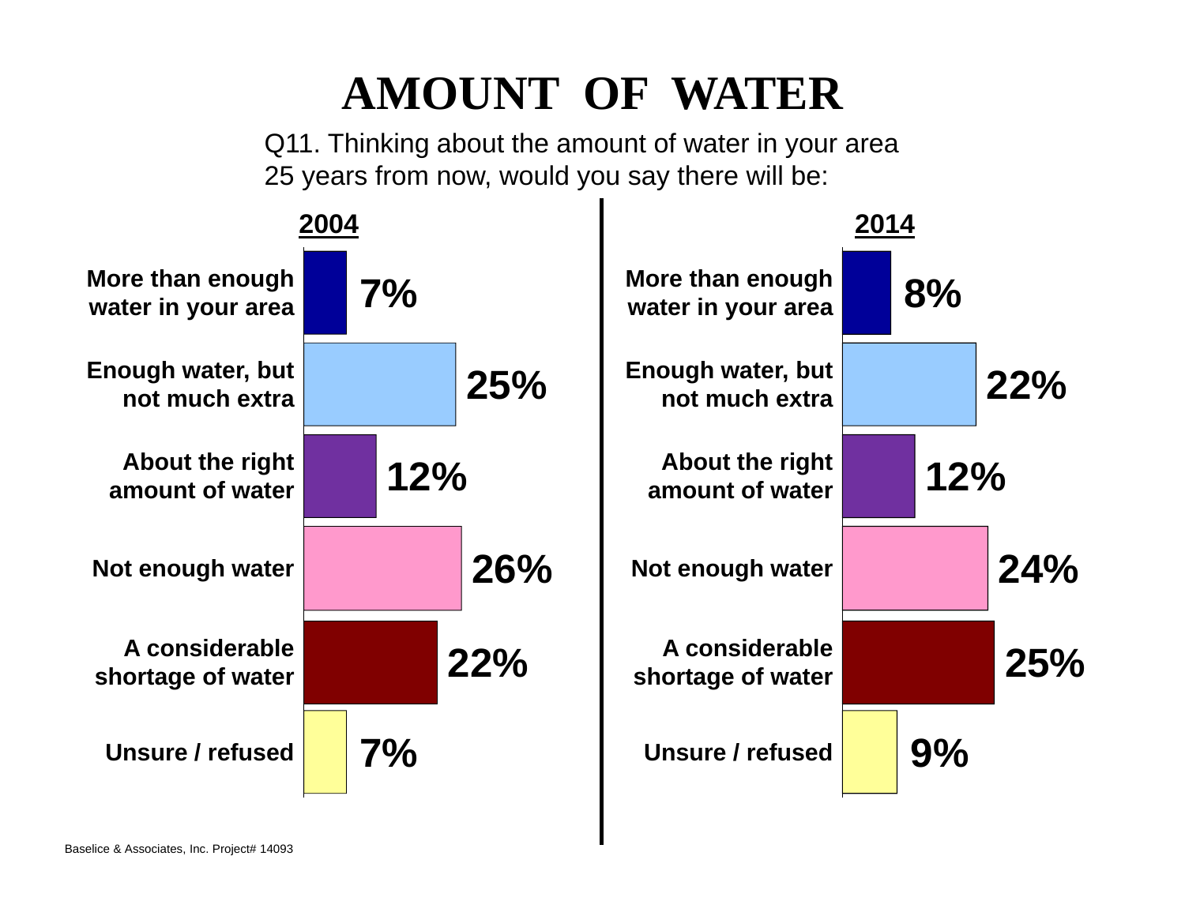# AMOUNT OF WATER

Q11. Thinking about the amount of water in your area 25 years from now, would you say there will be:

| | 2004 | 2014 |
|---|---|---|
| More than enough water in your area | 7% | 8% |
| Enough water, but not much extra | 25% | 22% |
| About the right amount of water | 12% | 12% |
| Not enough water | 26% | 24% |
| A considerable shortage of water | 22% | 25% |
| Unsure / refused | 7% | 9% |

Baselice & Associates, Inc. Project# 14093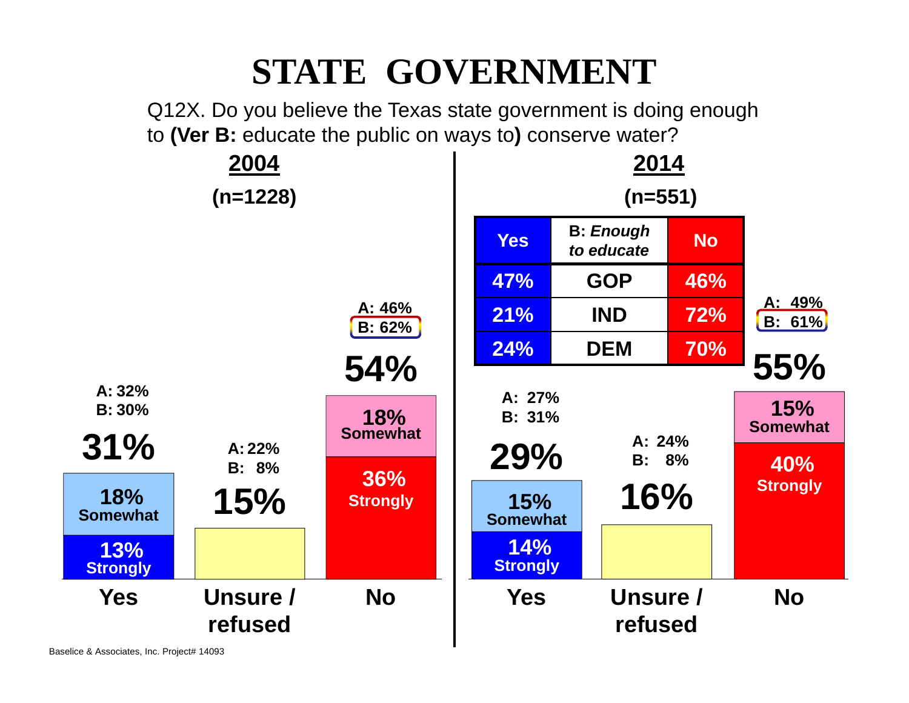# STATE GOVERNMENT

Q12X. Do you believe the Texas state government is doing enough to **(Ver B:** educate the public on ways to**)** conserve water?

## 2004

**(n=1228)**

| | Yes | Unsure / refused | No |
|---|---|---|---|
| Total | 31% | 15% | 54% |
| Strongly | 13% | | 36% |
| Somewhat | 18% | | 18% |
| A | 32% | 22% | 46% |
| B | 30% | 8% | 62% |

## 2014

**(n=551)**

| | Yes | Unsure / refused | No |
|---|---|---|---|
| Total | 29% | 16% | 55% |
| Strongly | 14% | | 40% |
| Somewhat | 15% | | 15% |
| A | 27% | 24% | 49% |
| B | 31% | 8% | 61% |

| Yes | B: *Enough to educate* | No |
|---|---|---|
| 47% | GOP | 46% |
| 21% | IND | 72% |
| 24% | DEM | 70% |

Baselice & Associates, Inc. Project# 14093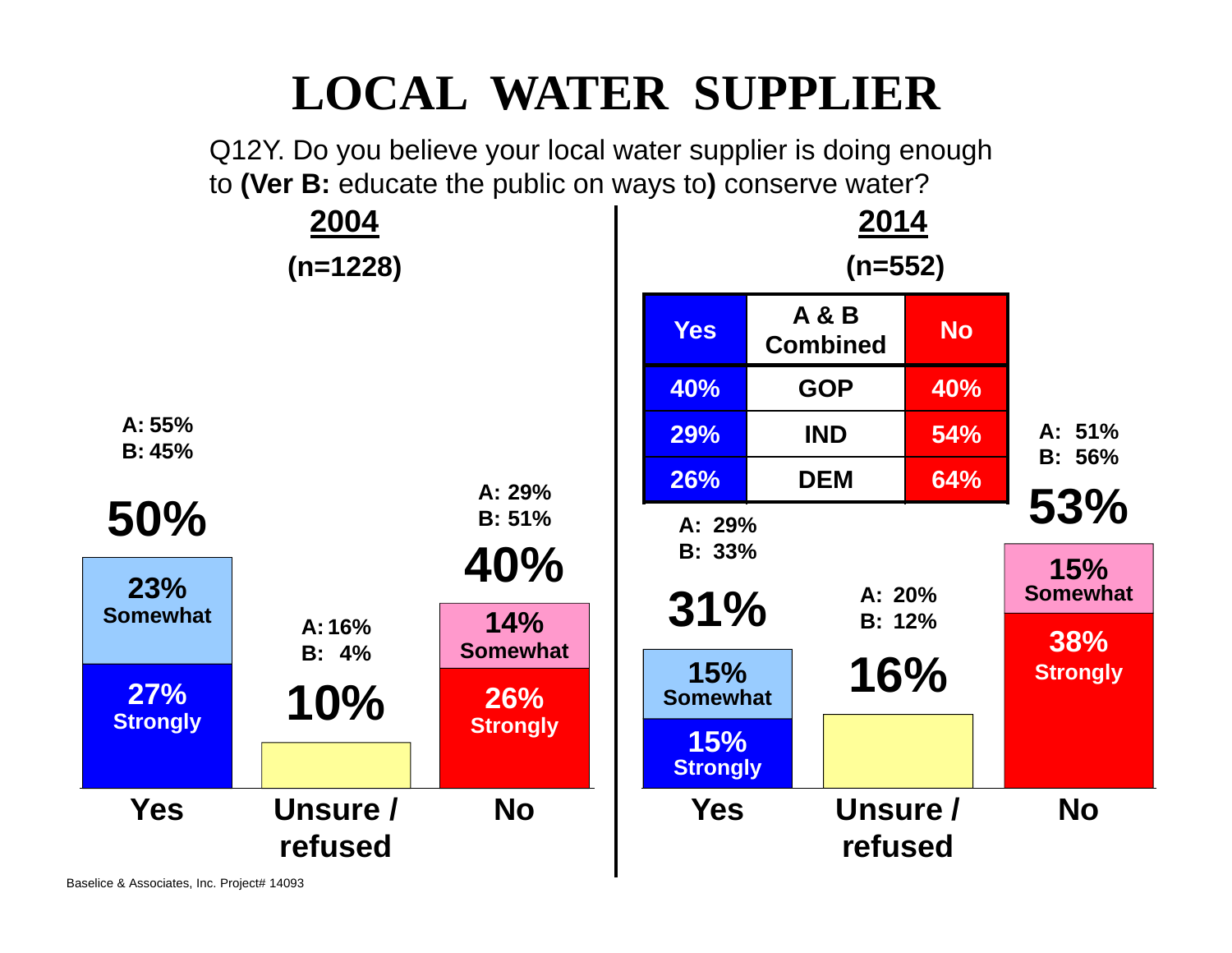# LOCAL WATER SUPPLIER

Q12Y. Do you believe your local water supplier is doing enough to **(Ver B:** educate the public on ways to**)** conserve water?

## 2004

**(n=1228)**

| | Yes | Unsure / refused | No |
|---|---|---|---|
| Total | 50% | 10% | 40% |
| Strongly | 27% | | 26% |
| Somewhat | 23% | | 14% |
| A | 55% | 16% | 29% |
| B | 45% | 4% | 51% |

## 2014

**(n=552)**

| | Yes | Unsure / refused | No |
|---|---|---|---|
| Total | 31% | 16% | 53% |
| Strongly | 15% | | 38% |
| Somewhat | 15% | | 15% |
| A | 29% | 20% | 51% |
| B | 33% | 12% | 56% |

| Yes | A & B Combined | No |
|---|---|---|
| 40% | GOP | 40% |
| 29% | IND | 54% |
| 26% | DEM | 64% |

Baselice & Associates, Inc. Project# 14093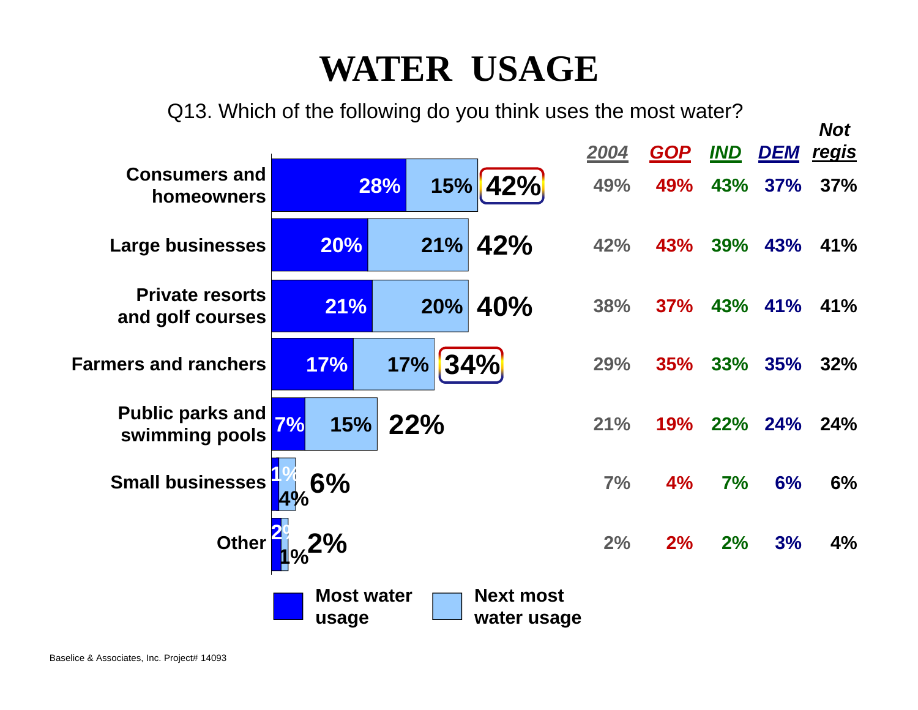# WATER USAGE

Q13. Which of the following do you think uses the most water?

| | Most water usage | Next most water usage | Total | 2004 | GOP | IND | DEM | Not regis |
|---|---|---|---|---|---|---|---|---|
| Consumers and homeowners | 28% | 15% | 42% | 49% | 49% | 43% | 37% | 37% |
| Large businesses | 20% | 21% | 42% | 42% | 43% | 39% | 43% | 41% |
| Private resorts and golf courses | 21% | 20% | 40% | 38% | 37% | 43% | 41% | 41% |
| Farmers and ranchers | 17% | 17% | 34% | 29% | 35% | 33% | 35% | 32% |
| Public parks and swimming pools | 7% | 15% | 22% | 21% | 19% | 22% | 24% | 24% |
| Small businesses | 1% | 4% | 6% | 7% | 4% | 7% | 6% | 6% |
| Other | 2% | 1% | 2% | 2% | 2% | 2% | 3% | 4% |

Baselice & Associates, Inc. Project# 14093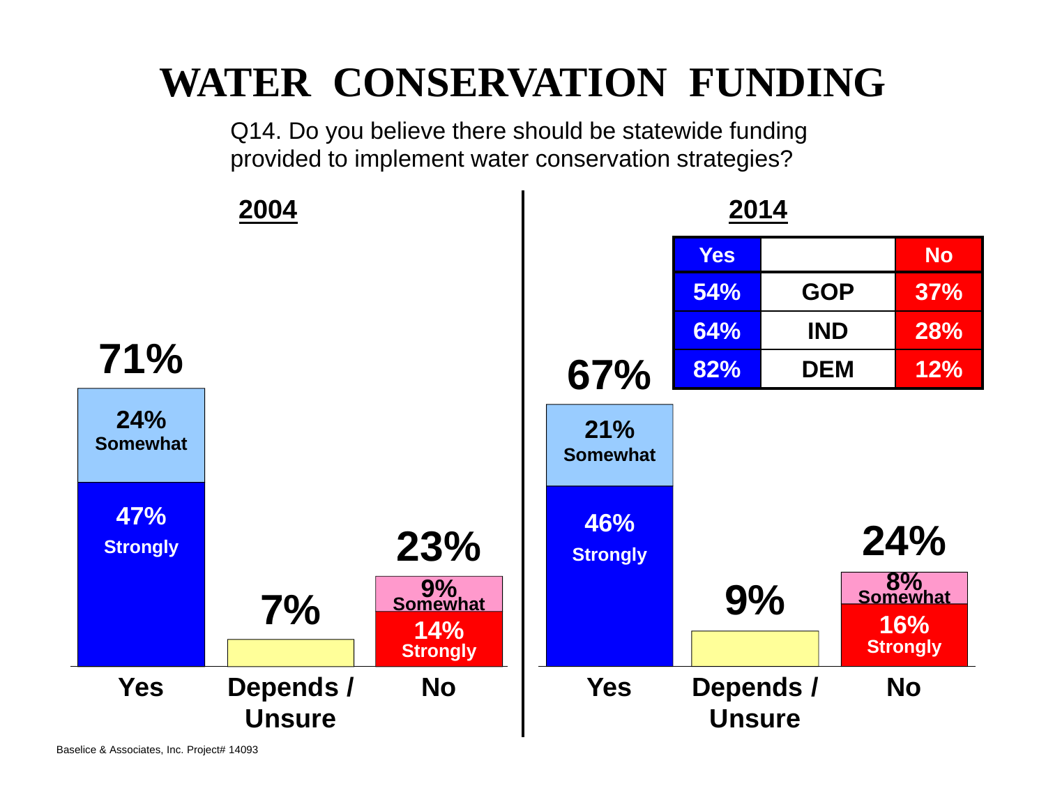# WATER CONSERVATION FUNDING

Q14. Do you believe there should be statewide funding provided to implement water conservation strategies?

## 2004

| | Yes | Depends / Unsure | No |
|---|---|---|---|
| Total | 71% | 7% | 23% |
| Strongly | 47% | | 14% |
| Somewhat | 24% | | 9% |

## 2014

| | Yes | Depends / Unsure | No |
|---|---|---|---|
| Total | 67% | 9% | 24% |
| Strongly | 46% | | 16% |
| Somewhat | 21% | | 8% |

| Yes | | No |
|---|---|---|
| 54% | GOP | 37% |
| 64% | IND | 28% |
| 82% | DEM | 12% |

Baselice & Associates, Inc. Project# 14093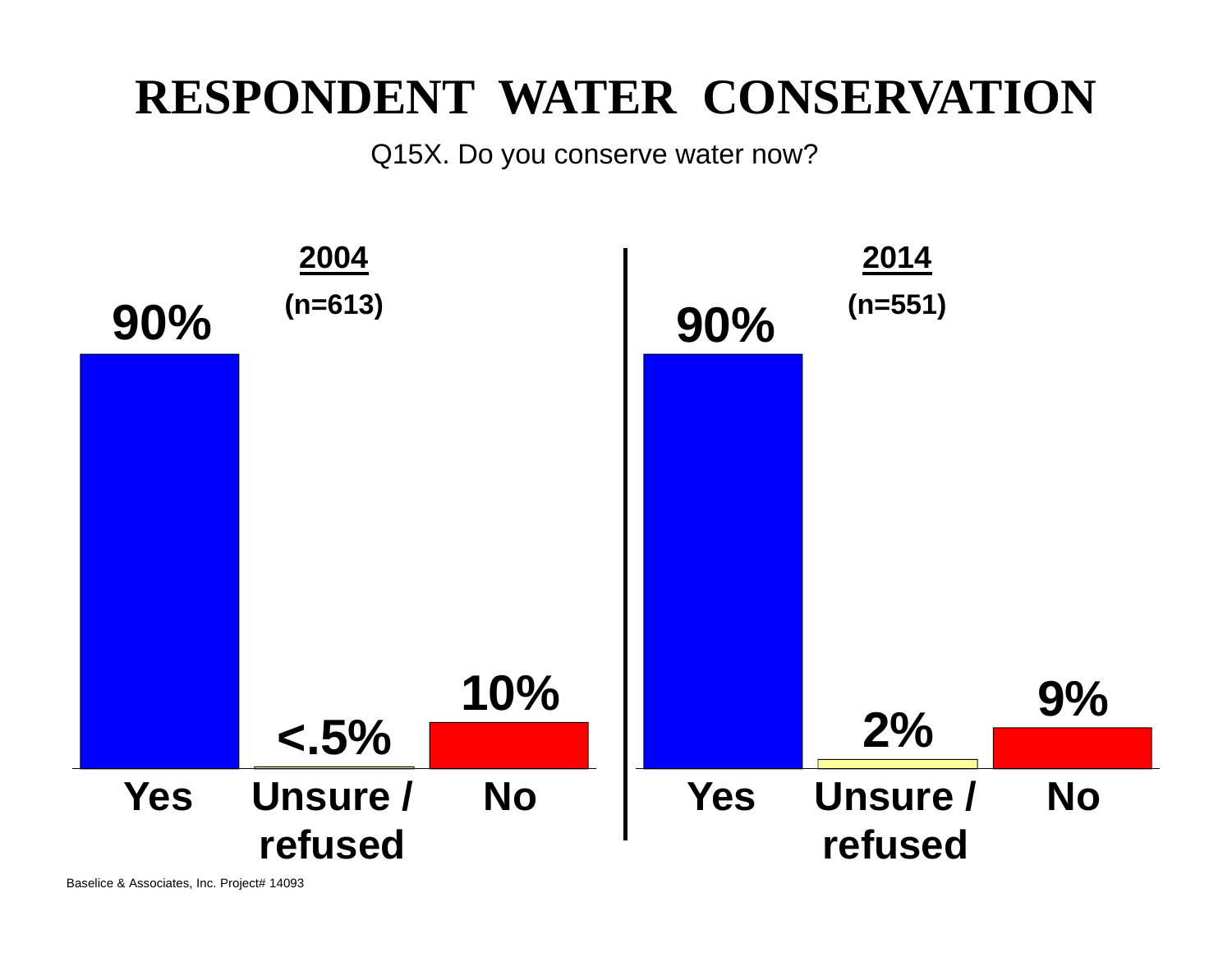# RESPONDENT WATER CONSERVATION

Q15X. Do you conserve water now?

| | 2004 (n=613) | 2014 (n=551) |
|---|---|---|
| Yes | 90% | 90% |
| Unsure / refused | <.5% | 2% |
| No | 10% | 9% |

Baselice & Associates, Inc. Project# 14093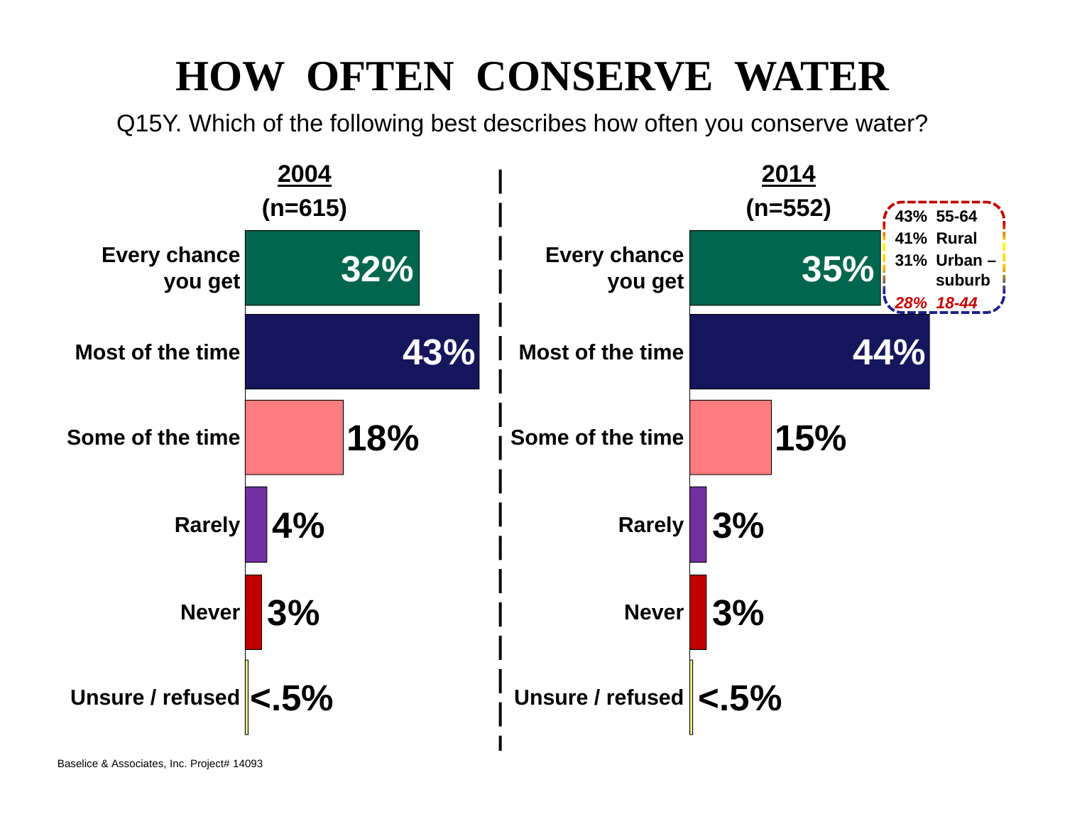# HOW OFTEN CONSERVE WATER

Q15Y. Which of the following best describes how often you conserve water?

| | 2004 (n=615) | 2014 (n=552) |
|---|---|---|
| Every chance you get | 32% | 35% |
| Most of the time | 43% | 44% |
| Some of the time | 18% | 15% |
| Rarely | 4% | 3% |
| Never | 3% | 3% |
| Unsure / refused | <.5% | <.5% |

43% 55-64
41% Rural
31% Urban – suburb
*28% 18-44*

Baselice & Associates, Inc. Project# 14093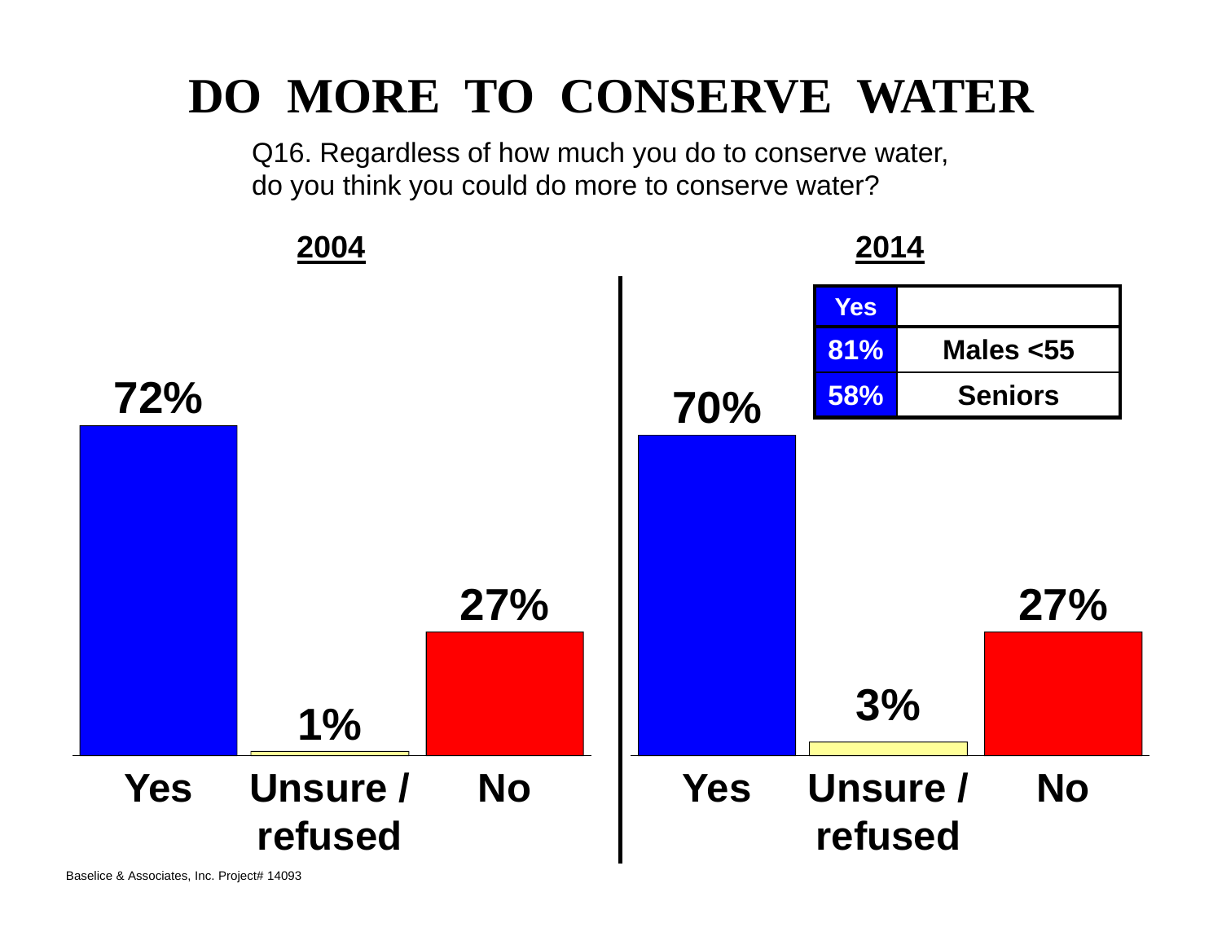# DO MORE TO CONSERVE WATER

Q16. Regardless of how much you do to conserve water, do you think you could do more to conserve water?

**2004**

| Response | Percent |
|---|---|
| Yes | 72% |
| Unsure / refused | 1% |
| No | 27% |

**2014**

| Response | Percent |
|---|---|
| Yes | 70% |
| Unsure / refused | 3% |
| No | 27% |

| Yes | |
|---|---|
| 81% | Males <55 |
| 58% | Seniors |

Baselice & Associates, Inc. Project# 14093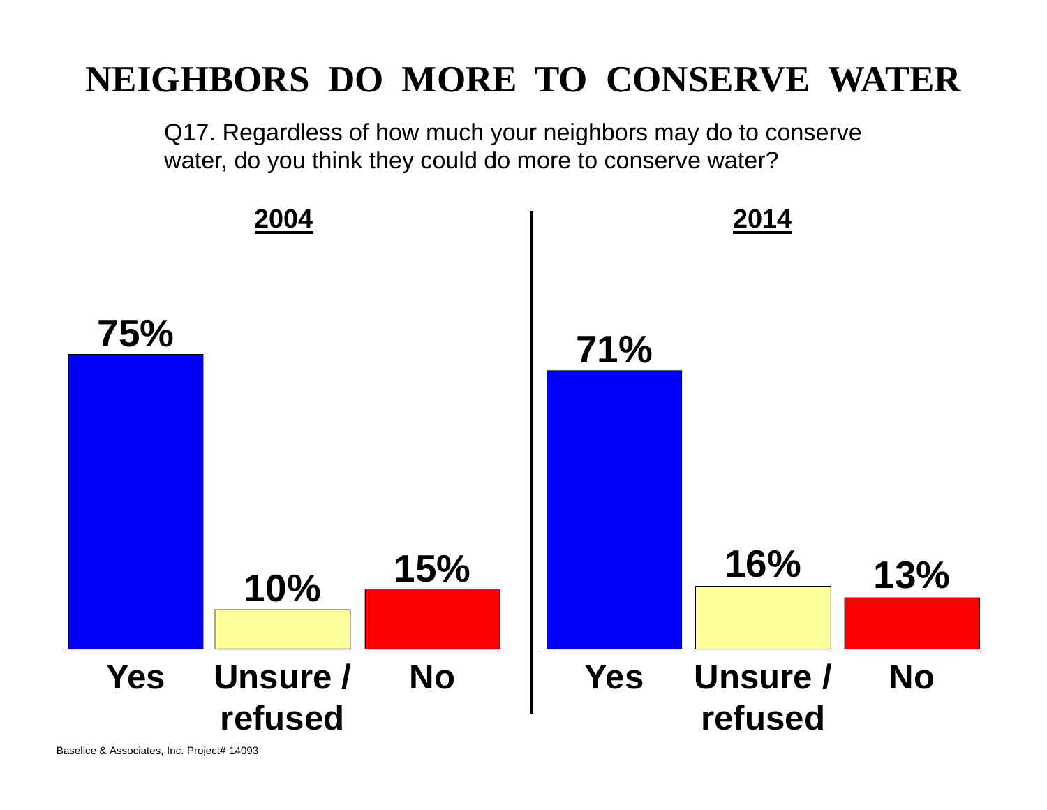# NEIGHBORS DO MORE TO CONSERVE WATER

Q17. Regardless of how much your neighbors may do to conserve water, do you think they could do more to conserve water?

| | 2004 | 2014 |
|---|---|---|
| Yes | 75% | 71% |
| Unsure / refused | 10% | 16% |
| No | 15% | 13% |

Baselice & Associates, Inc. Project# 14093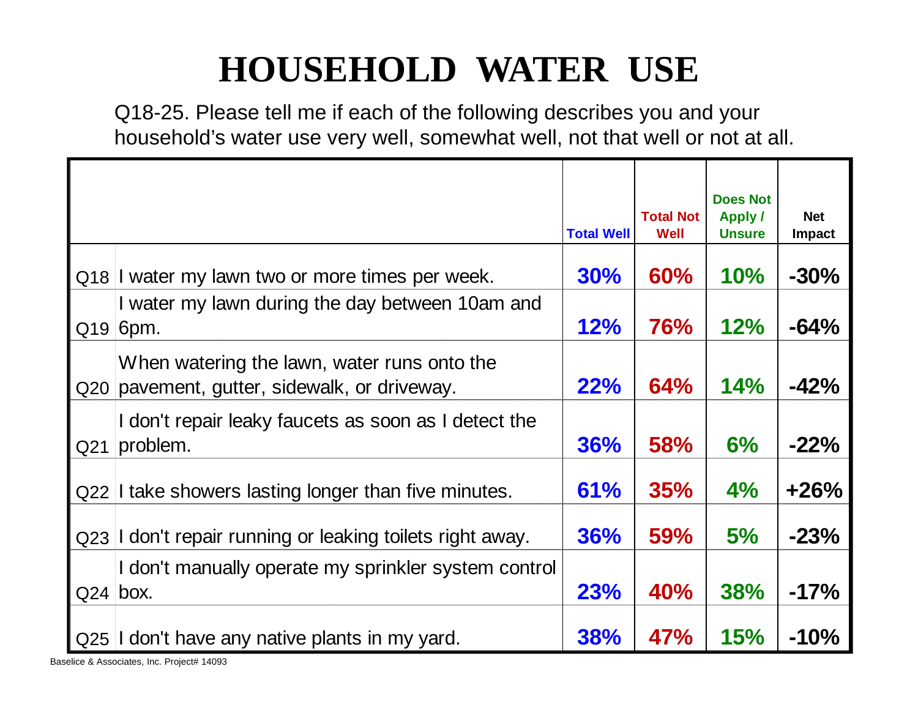# HOUSEHOLD WATER USE

Q18-25. Please tell me if each of the following describes you and your household's water use very well, somewhat well, not that well or not at all.

| | | Total Well | Total Not Well | Does Not Apply / Unsure | Net Impact |
|---|---|---|---|---|---|
| Q18 | I water my lawn two or more times per week. | **30%** | **60%** | **10%** | **-30%** |
| Q19 | I water my lawn during the day between 10am and 6pm. | **12%** | **76%** | **12%** | **-64%** |
| Q20 | When watering the lawn, water runs onto the pavement, gutter, sidewalk, or driveway. | **22%** | **64%** | **14%** | **-42%** |
| Q21 | I don't repair leaky faucets as soon as I detect the problem. | **36%** | **58%** | **6%** | **-22%** |
| Q22 | I take showers lasting longer than five minutes. | **61%** | **35%** | **4%** | **+26%** |
| Q23 | I don't repair running or leaking toilets right away. | **36%** | **59%** | **5%** | **-23%** |
| Q24 | I don't manually operate my sprinkler system control box. | **23%** | **40%** | **38%** | **-17%** |
| Q25 | I don't have any native plants in my yard. | **38%** | **47%** | **15%** | **-10%** |

Baselice & Associates, Inc. Project# 14093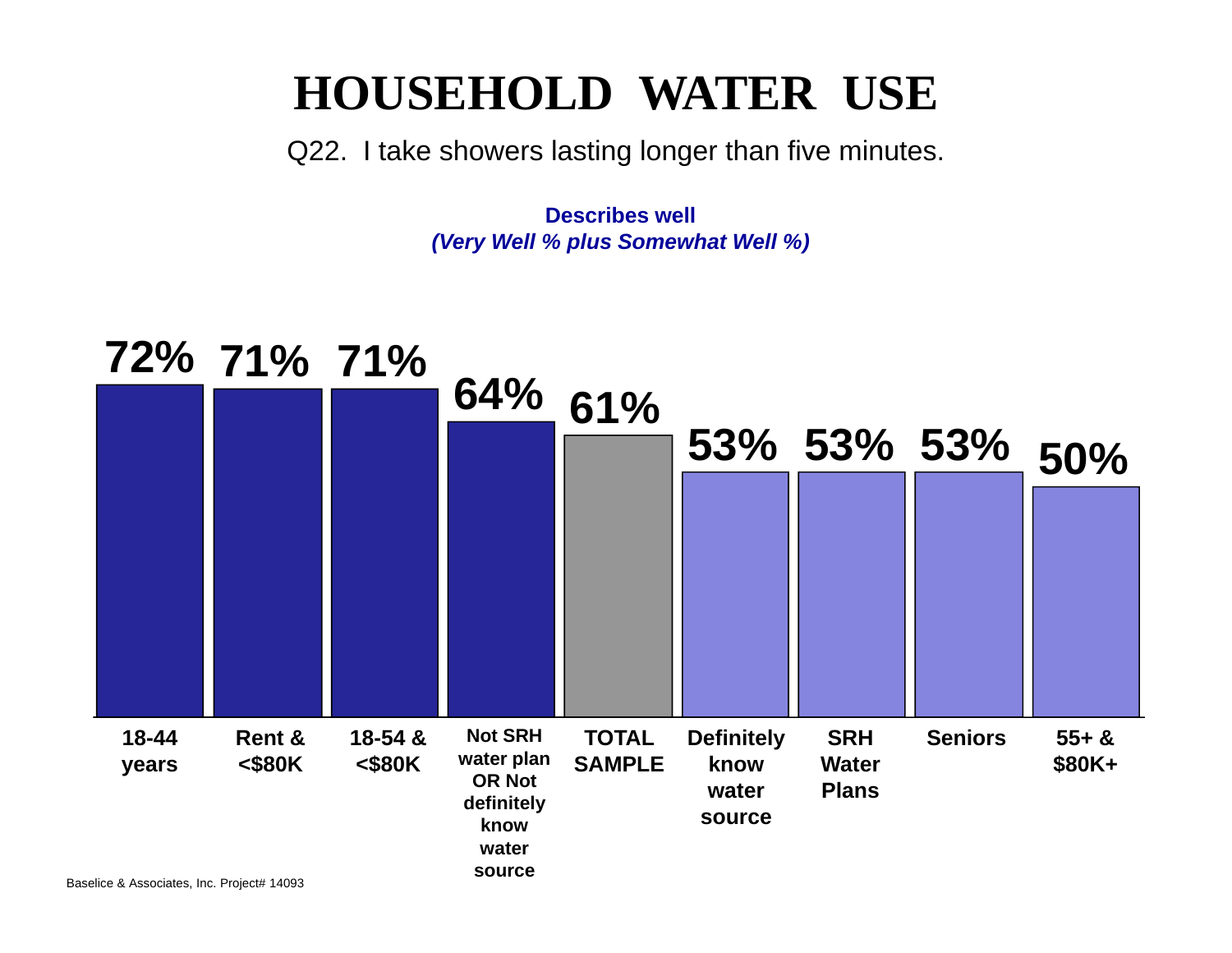# HOUSEHOLD WATER USE

Q22. I take showers lasting longer than five minutes.

**Describes well**
***(Very Well % plus Somewhat Well %)***

| Group | Describes well |
|---|---|
| 18-44 years | 72% |
| Rent & <$80K | 71% |
| 18-54 & <$80K | 71% |
| Not SRH water plan OR Not definitely know water source | 64% |
| TOTAL SAMPLE | 61% |
| Definitely know water source | 53% |
| SRH Water Plans | 53% |
| Seniors | 53% |
| 55+ & $80K+ | 50% |

Baselice & Associates, Inc. Project# 14093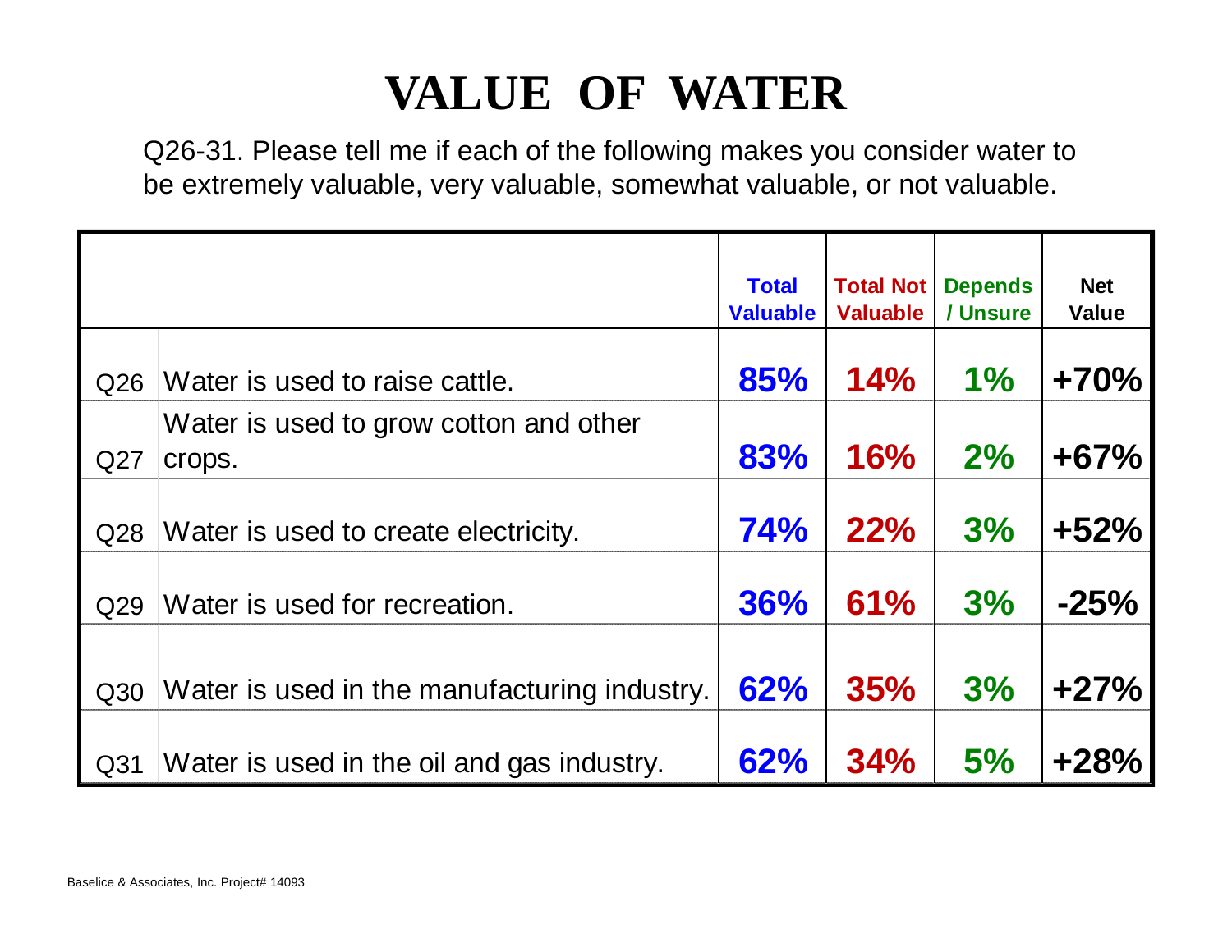# VALUE OF WATER

Q26-31. Please tell me if each of the following makes you consider water to be extremely valuable, very valuable, somewhat valuable, or not valuable.

| | | Total Valuable | Total Not Valuable | Depends / Unsure | Net Value |
|---|---|---|---|---|---|
| Q26 | Water is used to raise cattle. | 85% | 14% | 1% | +70% |
| Q27 | Water is used to grow cotton and other crops. | 83% | 16% | 2% | +67% |
| Q28 | Water is used to create electricity. | 74% | 22% | 3% | +52% |
| Q29 | Water is used for recreation. | 36% | 61% | 3% | -25% |
| Q30 | Water is used in the manufacturing industry. | 62% | 35% | 3% | +27% |
| Q31 | Water is used in the oil and gas industry. | 62% | 34% | 5% | +28% |

Baselice & Associates, Inc. Project# 14093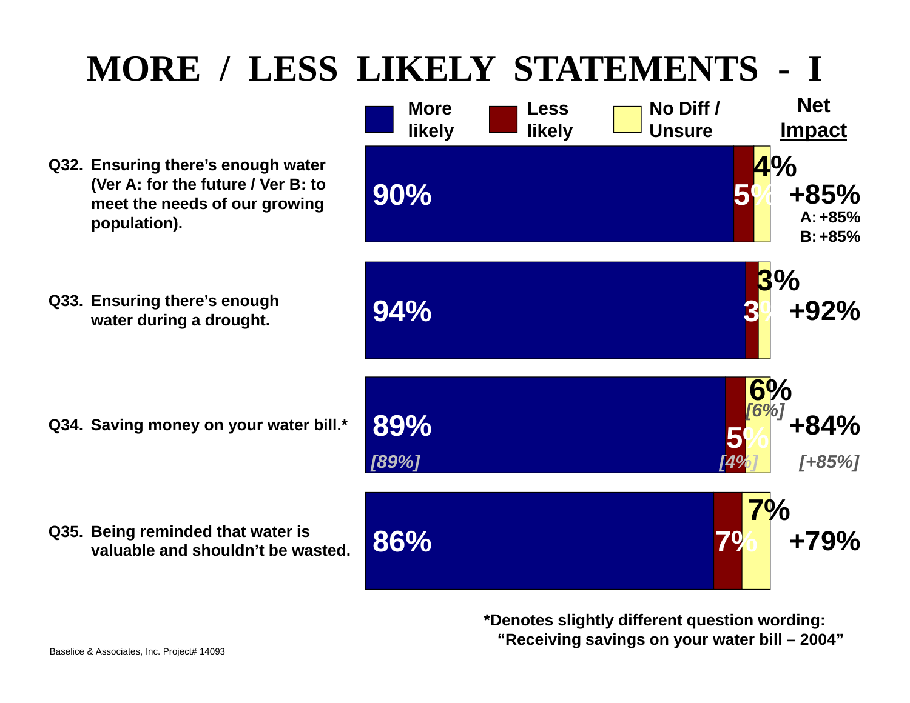# MORE / LESS LIKELY STATEMENTS - I

| Statement | More likely | Less likely | No Diff / Unsure | Net Impact |
|---|---|---|---|---|
| Q32. Ensuring there's enough water (Ver A: for the future / Ver B: to meet the needs of our growing population). | 90% | 5% | 4% | +85% (A: +85%, B: +85%) |
| Q33. Ensuring there's enough water during a drought. | 94% | 3% | 3% | +92% |
| Q34. Saving money on your water bill.* | 89% [89%] | 5% [4%] | 6% [6%] | +84% [+85%] |
| Q35. Being reminded that water is valuable and shouldn't be wasted. | 86% | 7% | 7% | +79% |

*Denotes slightly different question wording: "Receiving savings on your water bill – 2004"

Baselice & Associates, Inc. Project# 14093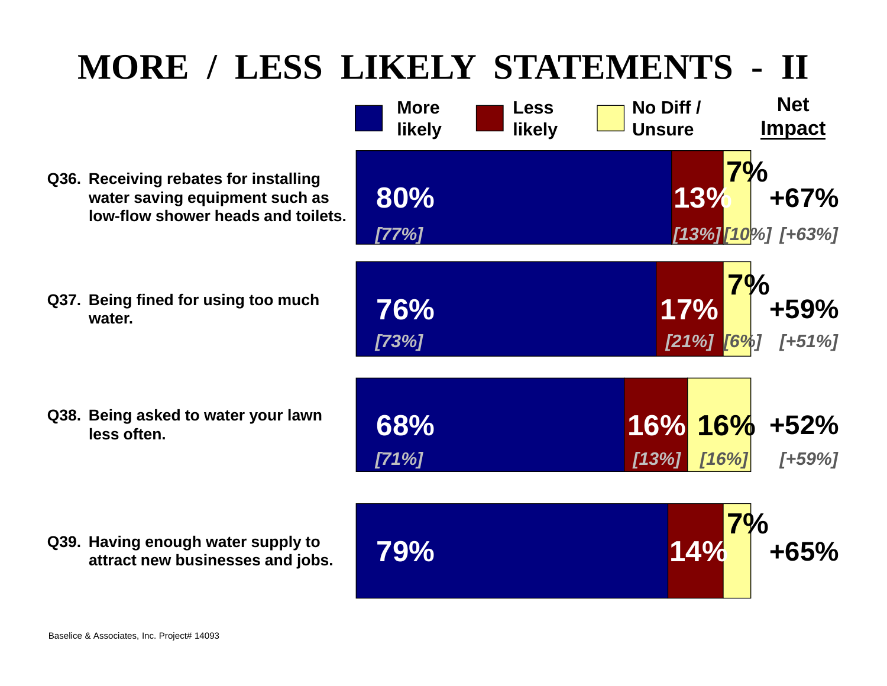# MORE / LESS LIKELY STATEMENTS - II

| Statement | More likely | Less likely | No Diff / Unsure | Net Impact |
|---|---|---|---|---|
| Q36. Receiving rebates for installing water saving equipment such as low-flow shower heads and toilets. | 80% *[77%]* | 13% *[13%]* | 7% *[10%]* | +67% *[+63%]* |
| Q37. Being fined for using too much water. | 76% *[73%]* | 17% *[21%]* | 7% *[6%]* | +59% *[+51%]* |
| Q38. Being asked to water your lawn less often. | 68% *[71%]* | 16% *[13%]* | 16% *[16%]* | +52% *[+59%]* |
| Q39. Having enough water supply to attract new businesses and jobs. | 79% | 14% | 7% | +65% |

Baselice & Associates, Inc. Project# 14093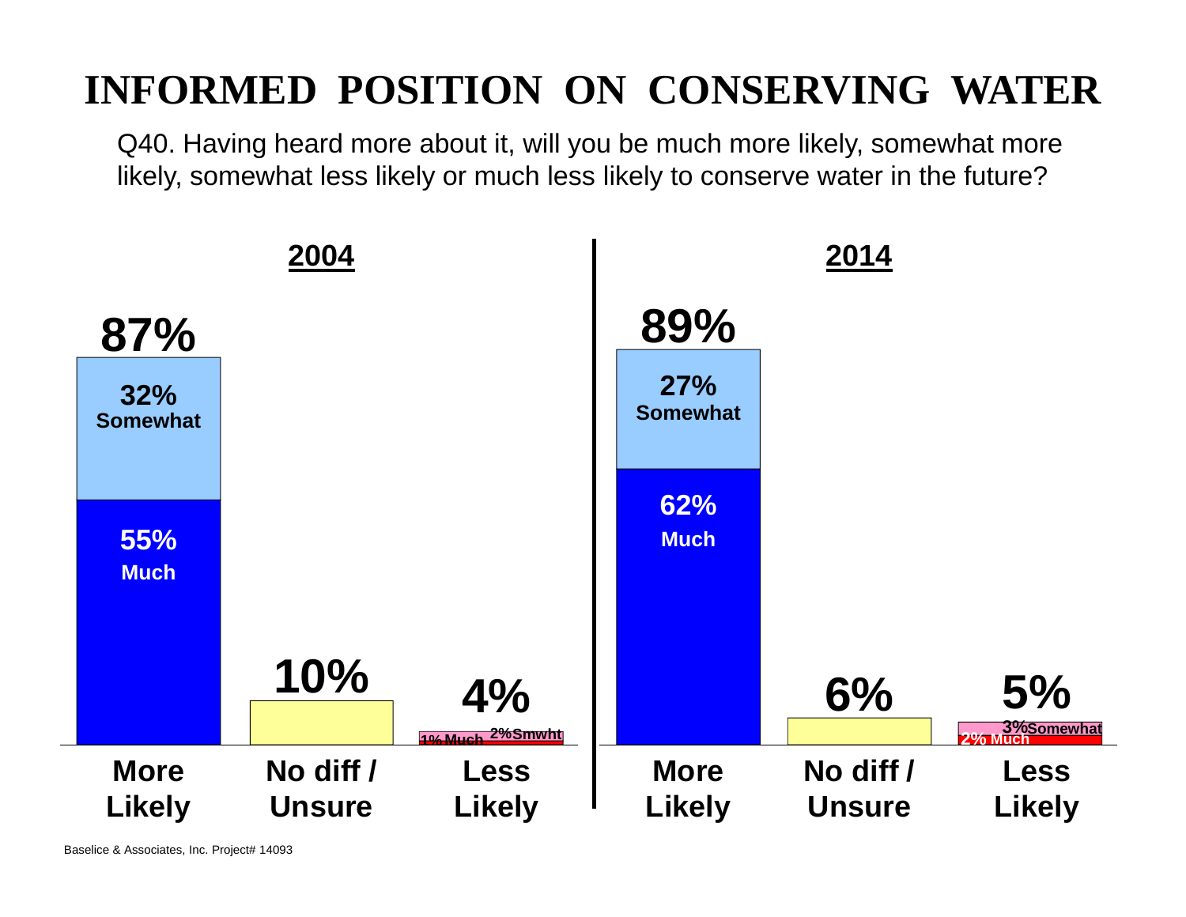# INFORMED POSITION ON CONSERVING WATER

Q40. Having heard more about it, will you be much more likely, somewhat more likely, somewhat less likely or much less likely to conserve water in the future?

| | 2004 | 2014 |
|---|---|---|
| **More Likely** | **87%** | **89%** |
| Somewhat | 32% | 27% |
| Much | 55% | 62% |
| **No diff / Unsure** | **10%** | **6%** |
| **Less Likely** | **4%** | **5%** |
| Somewhat | 2% Smwht | 3% Somewhat |
| Much | 1% Much | 2% Much |

Baselice & Associates, Inc. Project# 14093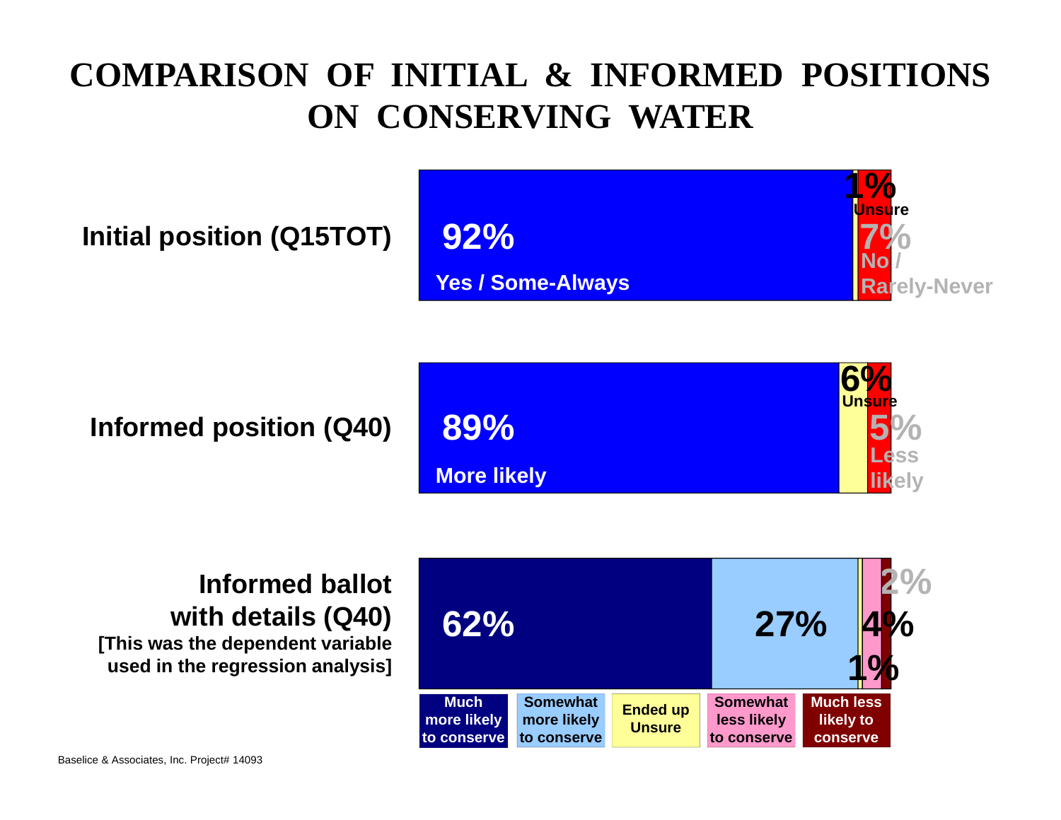# COMPARISON OF INITIAL & INFORMED POSITIONS ON CONSERVING WATER

| Position | Yes / More likely | Unsure | No / Less likely |
| --- | --- | --- | --- |
| Initial position (Q15TOT) | 92% Yes / Some-Always | 1% Unsure | 7% No / Rarely-Never |
| Informed position (Q40) | 89% More likely | 6% Unsure | 5% Less likely |

**Informed ballot with details (Q40)**
**[This was the dependent variable used in the regression analysis]**

| Much more likely to conserve | Somewhat more likely to conserve | Ended up Unsure | Somewhat less likely to conserve | Much less likely to conserve |
| --- | --- | --- | --- | --- |
| 62% | 27% | 1% | 4% | 2% |

Baselice & Associates, Inc. Project# 14093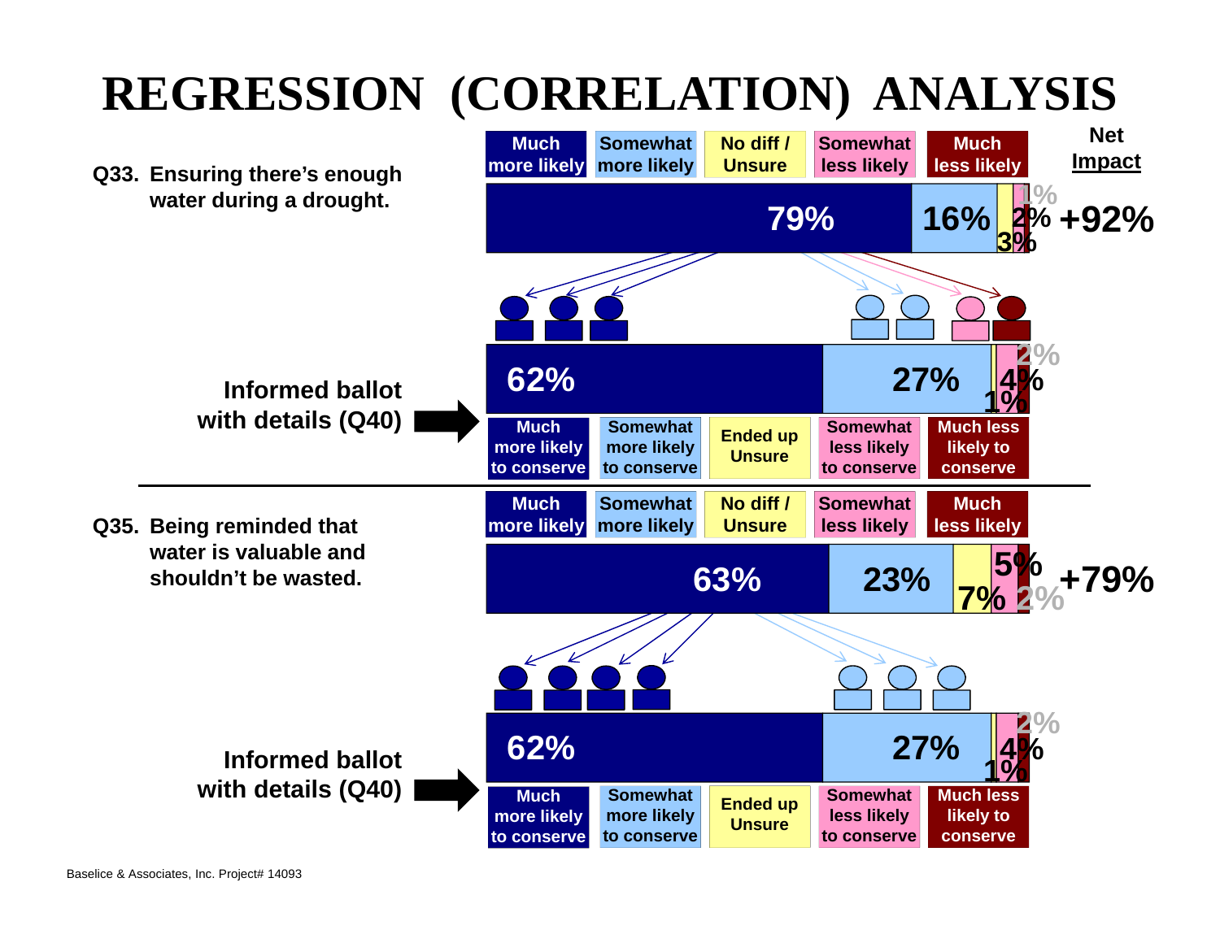# REGRESSION (CORRELATION) ANALYSIS

**Q33. Ensuring there's enough water during a drought.**

| Much more likely | Somewhat more likely | No diff / Unsure | Somewhat less likely | Much less likely | Net Impact |
|---|---|---|---|---|---|
| 79% | 16% | 3% | 2% | 1% | +92% |

**Informed ballot with details (Q40)**

| Much more likely to conserve | Somewhat more likely to conserve | Ended up Unsure | Somewhat less likely to conserve | Much less likely to conserve |
|---|---|---|---|---|
| 62% | 27% | 1% | 4% | 2% |

---

**Q35. Being reminded that water is valuable and shouldn't be wasted.**

| Much more likely | Somewhat more likely | No diff / Unsure | Somewhat less likely | Much less likely | Net Impact |
|---|---|---|---|---|---|
| 63% | 23% | 7% | 5% | 2% | +79% |

**Informed ballot with details (Q40)**

| Much more likely to conserve | Somewhat more likely to conserve | Ended up Unsure | Somewhat less likely to conserve | Much less likely to conserve |
|---|---|---|---|---|
| 62% | 27% | 1% | 4% | 2% |

Baselice & Associates, Inc. Project# 14093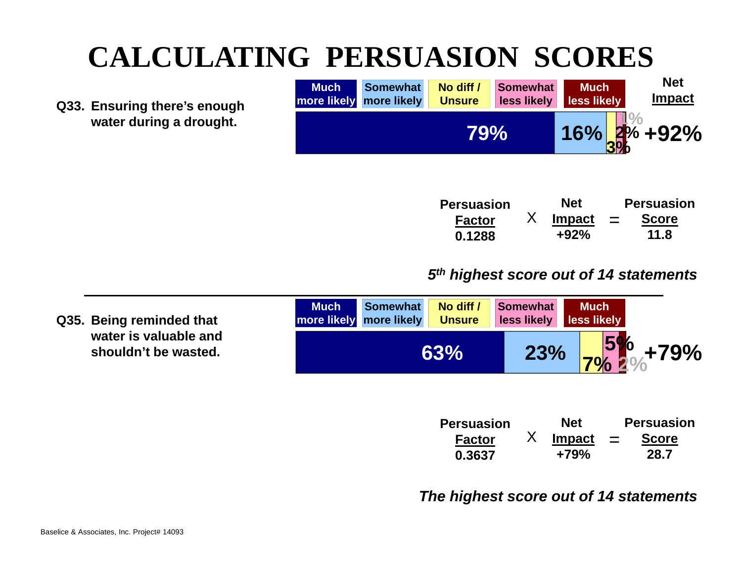# CALCULATING PERSUASION SCORES

**Q33. Ensuring there's enough water during a drought.**

| Much more likely | Somewhat more likely | No diff / Unsure | Somewhat less likely | Much less likely | Net Impact |
|---|---|---|---|---|---|
| 79% | 16% | 3% | 2% | 1% | +92% |

| Persuasion Factor | X | Net Impact | = | Persuasion Score |
|---|---|---|---|---|
| 0.1288 | | +92% | | 11.8 |

*5th highest score out of 14 statements*

---

**Q35. Being reminded that water is valuable and shouldn't be wasted.**

| Much more likely | Somewhat more likely | No diff / Unsure | Somewhat less likely | Much less likely | Net Impact |
|---|---|---|---|---|---|
| 63% | 23% | 7% | 5% | 2% | +79% |

| Persuasion Factor | X | Net Impact | = | Persuasion Score |
|---|---|---|---|---|
| 0.3637 | | +79% | | 28.7 |

*The highest score out of 14 statements*

Baselice & Associates, Inc. Project# 14093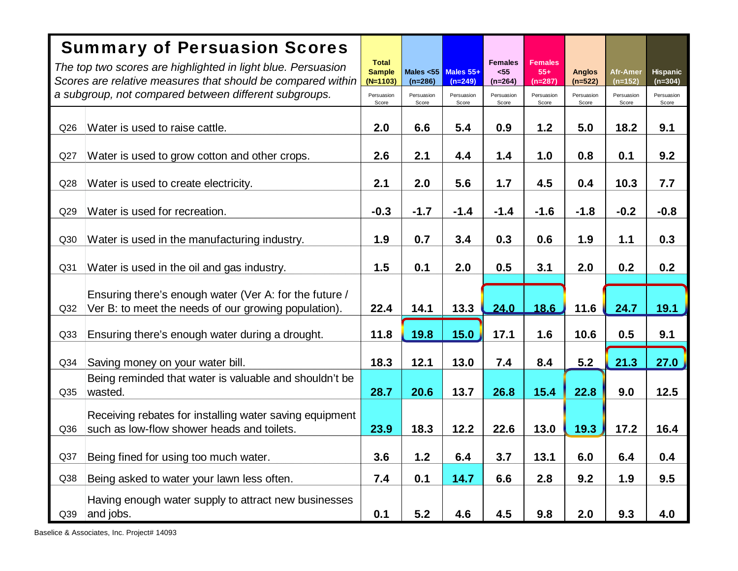# Summary of Persuasion Scores

*The top two scores are highlighted in light blue. Persuasion Scores are relative measures that should be compared within a subgroup, not compared between different subgroups.*

| | | Total Sample (N=1103) | Males <55 (n=286) | Males 55+ (n=249) | Females <55 (n=264) | Females 55+ (n=287) | Anglos (n=522) | Afr-Amer (n=152) | Hispanic (n=304) |
|---|---|---|---|---|---|---|---|---|---|
| | | Persuasion Score | Persuasion Score | Persuasion Score | Persuasion Score | Persuasion Score | Persuasion Score | Persuasion Score | Persuasion Score |
| Q26 | Water is used to raise cattle. | 2.0 | 6.6 | 5.4 | 0.9 | 1.2 | 5.0 | 18.2 | 9.1 |
| Q27 | Water is used to grow cotton and other crops. | 2.6 | 2.1 | 4.4 | 1.4 | 1.0 | 0.8 | 0.1 | 9.2 |
| Q28 | Water is used to create electricity. | 2.1 | 2.0 | 5.6 | 1.7 | 4.5 | 0.4 | 10.3 | 7.7 |
| Q29 | Water is used for recreation. | -0.3 | -1.7 | -1.4 | -1.4 | -1.6 | -1.8 | -0.2 | -0.8 |
| Q30 | Water is used in the manufacturing industry. | 1.9 | 0.7 | 3.4 | 0.3 | 0.6 | 1.9 | 1.1 | 0.3 |
| Q31 | Water is used in the oil and gas industry. | 1.5 | 0.1 | 2.0 | 0.5 | 3.1 | 2.0 | 0.2 | 0.2 |
| Q32 | Ensuring there's enough water (Ver A: for the future / Ver B: to meet the needs of our growing population). | 22.4 | 14.1 | 13.3 | 24.0 | 18.6 | 11.6 | 24.7 | 19.1 |
| Q33 | Ensuring there's enough water during a drought. | 11.8 | 19.8 | 15.0 | 17.1 | 1.6 | 10.6 | 0.5 | 9.1 |
| Q34 | Saving money on your water bill. | 18.3 | 12.1 | 13.0 | 7.4 | 8.4 | 5.2 | 21.3 | 27.0 |
| Q35 | Being reminded that water is valuable and shouldn't be wasted. | 28.7 | 20.6 | 13.7 | 26.8 | 15.4 | 22.8 | 9.0 | 12.5 |
| Q36 | Receiving rebates for installing water saving equipment such as low-flow shower heads and toilets. | 23.9 | 18.3 | 12.2 | 22.6 | 13.0 | 19.3 | 17.2 | 16.4 |
| Q37 | Being fined for using too much water. | 3.6 | 1.2 | 6.4 | 3.7 | 13.1 | 6.0 | 6.4 | 0.4 |
| Q38 | Being asked to water your lawn less often. | 7.4 | 0.1 | 14.7 | 6.6 | 2.8 | 9.2 | 1.9 | 9.5 |
| Q39 | Having enough water supply to attract new businesses and jobs. | 0.1 | 5.2 | 4.6 | 4.5 | 9.8 | 2.0 | 9.3 | 4.0 |

Baselice & Associates, Inc. Project# 14093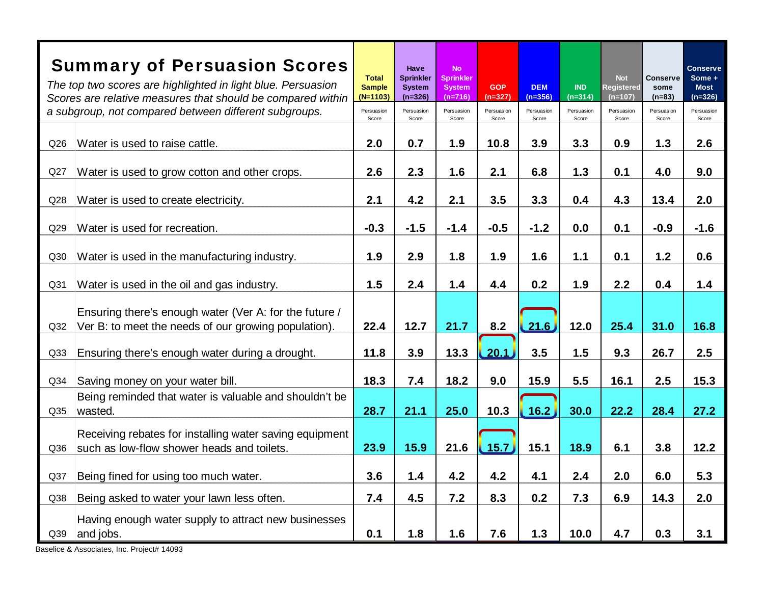# Summary of Persuasion Scores

*The top two scores are highlighted in light blue. Persuasion Scores are relative measures that should be compared within a subgroup, not compared between different subgroups.*

| | | Total Sample (N=1103) Persuasion Score | Have Sprinkler System (n=326) Persuasion Score | No Sprinkler System (n=716) Persuasion Score | GOP (n=327) Persuasion Score | DEM (n=356) Persuasion Score | IND (n=314) Persuasion Score | Not Registered (n=107) Persuasion Score | Conserve some (n=83) Persuasion Score | Conserve Some + Most (n=326) Persuasion Score |
|---|---|---|---|---|---|---|---|---|---|---|
| Q26 | Water is used to raise cattle. | 2.0 | 0.7 | 1.9 | 10.8 | 3.9 | 3.3 | 0.9 | 1.3 | 2.6 |
| Q27 | Water is used to grow cotton and other crops. | 2.6 | 2.3 | 1.6 | 2.1 | 6.8 | 1.3 | 0.1 | 4.0 | 9.0 |
| Q28 | Water is used to create electricity. | 2.1 | 4.2 | 2.1 | 3.5 | 3.3 | 0.4 | 4.3 | 13.4 | 2.0 |
| Q29 | Water is used for recreation. | -0.3 | -1.5 | -1.4 | -0.5 | -1.2 | 0.0 | 0.1 | -0.9 | -1.6 |
| Q30 | Water is used in the manufacturing industry. | 1.9 | 2.9 | 1.8 | 1.9 | 1.6 | 1.1 | 0.1 | 1.2 | 0.6 |
| Q31 | Water is used in the oil and gas industry. | 1.5 | 2.4 | 1.4 | 4.4 | 0.2 | 1.9 | 2.2 | 0.4 | 1.4 |
| Q32 | Ensuring there's enough water (Ver A: for the future / Ver B: to meet the needs of our growing population). | 22.4 | 12.7 | 21.7 | 8.2 | 21.6 | 12.0 | 25.4 | 31.0 | 16.8 |
| Q33 | Ensuring there's enough water during a drought. | 11.8 | 3.9 | 13.3 | 20.1 | 3.5 | 1.5 | 9.3 | 26.7 | 2.5 |
| Q34 | Saving money on your water bill. | 18.3 | 7.4 | 18.2 | 9.0 | 15.9 | 5.5 | 16.1 | 2.5 | 15.3 |
| Q35 | Being reminded that water is valuable and shouldn't be wasted. | 28.7 | 21.1 | 25.0 | 10.3 | 16.2 | 30.0 | 22.2 | 28.4 | 27.2 |
| Q36 | Receiving rebates for installing water saving equipment such as low-flow shower heads and toilets. | 23.9 | 15.9 | 21.6 | 15.7 | 15.1 | 18.9 | 6.1 | 3.8 | 12.2 |
| Q37 | Being fined for using too much water. | 3.6 | 1.4 | 4.2 | 4.2 | 4.1 | 2.4 | 2.0 | 6.0 | 5.3 |
| Q38 | Being asked to water your lawn less often. | 7.4 | 4.5 | 7.2 | 8.3 | 0.2 | 7.3 | 6.9 | 14.3 | 2.0 |
| Q39 | Having enough water supply to attract new businesses and jobs. | 0.1 | 1.8 | 1.6 | 7.6 | 1.3 | 10.0 | 4.7 | 0.3 | 3.1 |

Baselice & Associates, Inc. Project# 14093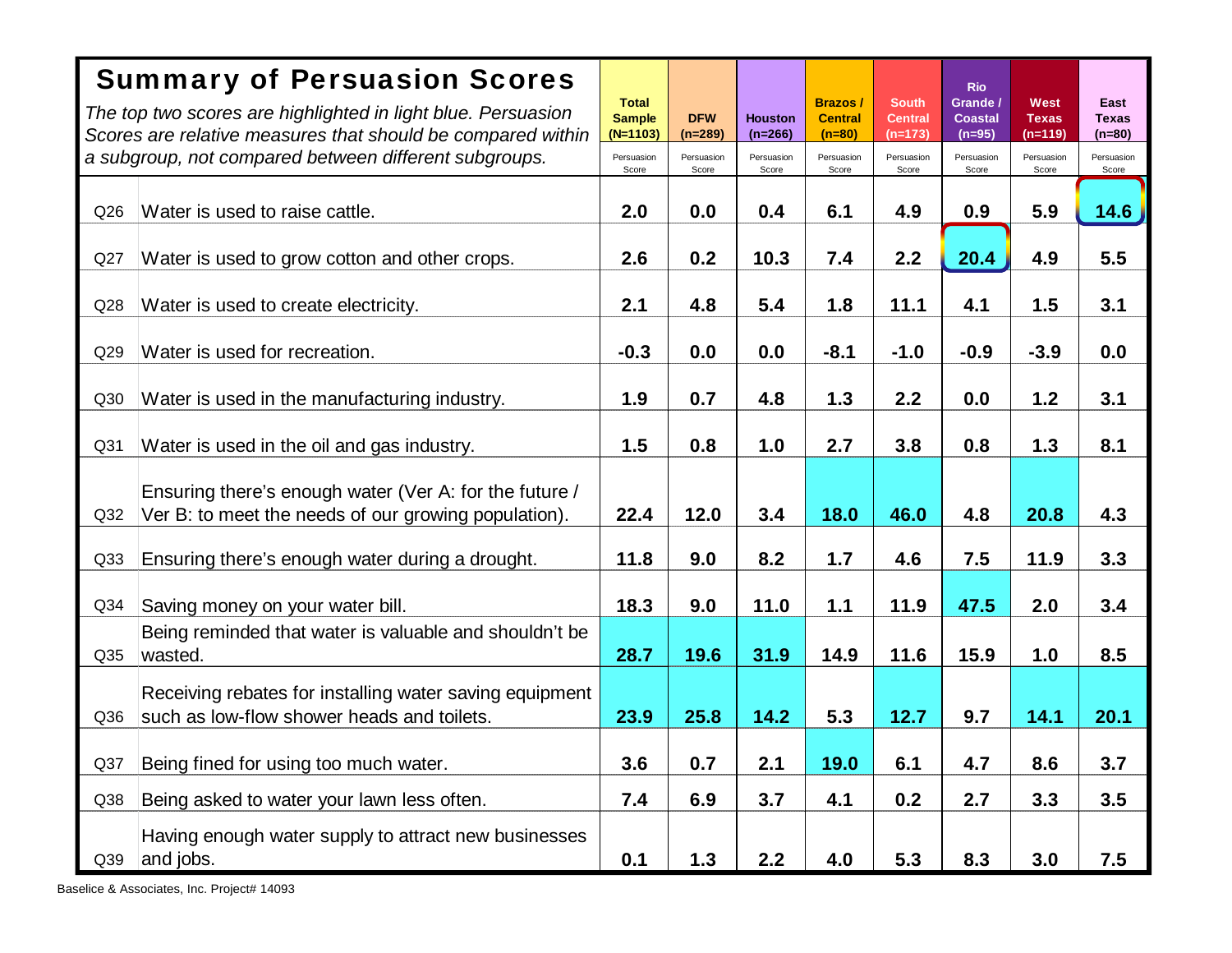## Summary of Persuasion Scores

*The top two scores are highlighted in light blue. Persuasion Scores are relative measures that should be compared within a subgroup, not compared between different subgroups.*

| | | Total Sample (N=1103) | DFW (n=289) | Houston (n=266) | Brazos / Central (n=80) | South Central (n=173) | Rio Grande / Coastal (n=95) | West Texas (n=119) | East Texas (n=80) |
|---|---|---|---|---|---|---|---|---|---|
| | | Persuasion Score | Persuasion Score | Persuasion Score | Persuasion Score | Persuasion Score | Persuasion Score | Persuasion Score | Persuasion Score |
| Q26 | Water is used to raise cattle. | 2.0 | 0.0 | 0.4 | 6.1 | 4.9 | 0.9 | 5.9 | 14.6 |
| Q27 | Water is used to grow cotton and other crops. | 2.6 | 0.2 | 10.3 | 7.4 | 2.2 | 20.4 | 4.9 | 5.5 |
| Q28 | Water is used to create electricity. | 2.1 | 4.8 | 5.4 | 1.8 | 11.1 | 4.1 | 1.5 | 3.1 |
| Q29 | Water is used for recreation. | -0.3 | 0.0 | 0.0 | -8.1 | -1.0 | -0.9 | -3.9 | 0.0 |
| Q30 | Water is used in the manufacturing industry. | 1.9 | 0.7 | 4.8 | 1.3 | 2.2 | 0.0 | 1.2 | 3.1 |
| Q31 | Water is used in the oil and gas industry. | 1.5 | 0.8 | 1.0 | 2.7 | 3.8 | 0.8 | 1.3 | 8.1 |
| Q32 | Ensuring there's enough water (Ver A: for the future / Ver B: to meet the needs of our growing population). | 22.4 | 12.0 | 3.4 | 18.0 | 46.0 | 4.8 | 20.8 | 4.3 |
| Q33 | Ensuring there's enough water during a drought. | 11.8 | 9.0 | 8.2 | 1.7 | 4.6 | 7.5 | 11.9 | 3.3 |
| Q34 | Saving money on your water bill. | 18.3 | 9.0 | 11.0 | 1.1 | 11.9 | 47.5 | 2.0 | 3.4 |
| Q35 | Being reminded that water is valuable and shouldn't be wasted. | 28.7 | 19.6 | 31.9 | 14.9 | 11.6 | 15.9 | 1.0 | 8.5 |
| Q36 | Receiving rebates for installing water saving equipment such as low-flow shower heads and toilets. | 23.9 | 25.8 | 14.2 | 5.3 | 12.7 | 9.7 | 14.1 | 20.1 |
| Q37 | Being fined for using too much water. | 3.6 | 0.7 | 2.1 | 19.0 | 6.1 | 4.7 | 8.6 | 3.7 |
| Q38 | Being asked to water your lawn less often. | 7.4 | 6.9 | 3.7 | 4.1 | 0.2 | 2.7 | 3.3 | 3.5 |
| Q39 | Having enough water supply to attract new businesses and jobs. | 0.1 | 1.3 | 2.2 | 4.0 | 5.3 | 8.3 | 3.0 | 7.5 |

Baselice & Associates, Inc. Project# 14093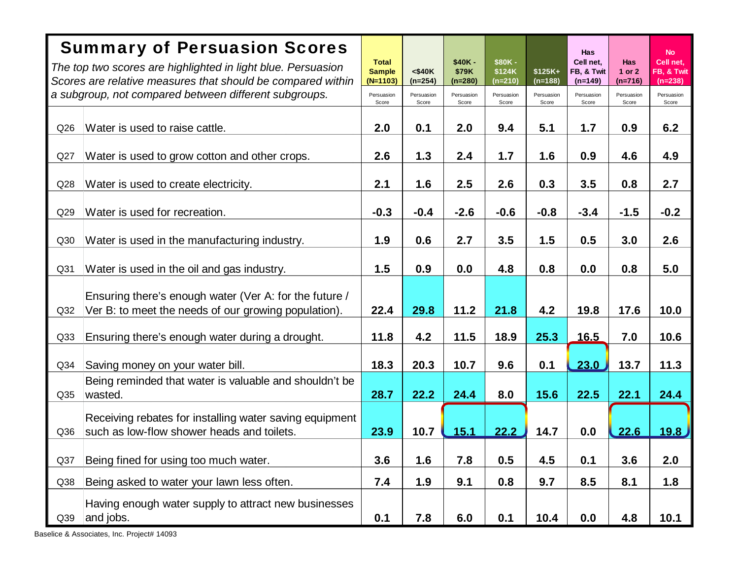# Summary of Persuasion Scores

*The top two scores are highlighted in light blue. Persuasion Scores are relative measures that should be compared within a subgroup, not compared between different subgroups.*

| | | Total Sample (N=1103) | <$40K (n=254) | $40K - $79K (n=280) | $80K - $124K (n=210) | $125K+ (n=188) | Has Cell net, FB, & Twit (n=149) | Has 1 or 2 (n=716) | No Cell net, FB, & Twit (n=238) |
|---|---|---|---|---|---|---|---|---|---|
| | | Persuasion Score | Persuasion Score | Persuasion Score | Persuasion Score | Persuasion Score | Persuasion Score | Persuasion Score | Persuasion Score |
| Q26 | Water is used to raise cattle. | 2.0 | 0.1 | 2.0 | 9.4 | 5.1 | 1.7 | 0.9 | 6.2 |
| Q27 | Water is used to grow cotton and other crops. | 2.6 | 1.3 | 2.4 | 1.7 | 1.6 | 0.9 | 4.6 | 4.9 |
| Q28 | Water is used to create electricity. | 2.1 | 1.6 | 2.5 | 2.6 | 0.3 | 3.5 | 0.8 | 2.7 |
| Q29 | Water is used for recreation. | -0.3 | -0.4 | -2.6 | -0.6 | -0.8 | -3.4 | -1.5 | -0.2 |
| Q30 | Water is used in the manufacturing industry. | 1.9 | 0.6 | 2.7 | 3.5 | 1.5 | 0.5 | 3.0 | 2.6 |
| Q31 | Water is used in the oil and gas industry. | 1.5 | 0.9 | 0.0 | 4.8 | 0.8 | 0.0 | 0.8 | 5.0 |
| Q32 | Ensuring there's enough water (Ver A: for the future / Ver B: to meet the needs of our growing population). | 22.4 | 29.8 | 11.2 | 21.8 | 4.2 | 19.8 | 17.6 | 10.0 |
| Q33 | Ensuring there's enough water during a drought. | 11.8 | 4.2 | 11.5 | 18.9 | 25.3 | 16.5 | 7.0 | 10.6 |
| Q34 | Saving money on your water bill. | 18.3 | 20.3 | 10.7 | 9.6 | 0.1 | 23.0 | 13.7 | 11.3 |
| Q35 | Being reminded that water is valuable and shouldn't be wasted. | 28.7 | 22.2 | 24.4 | 8.0 | 15.6 | 22.5 | 22.1 | 24.4 |
| Q36 | Receiving rebates for installing water saving equipment such as low-flow shower heads and toilets. | 23.9 | 10.7 | 15.1 | 22.2 | 14.7 | 0.0 | 22.6 | 19.8 |
| Q37 | Being fined for using too much water. | 3.6 | 1.6 | 7.8 | 0.5 | 4.5 | 0.1 | 3.6 | 2.0 |
| Q38 | Being asked to water your lawn less often. | 7.4 | 1.9 | 9.1 | 0.8 | 9.7 | 8.5 | 8.1 | 1.8 |
| Q39 | Having enough water supply to attract new businesses and jobs. | 0.1 | 7.8 | 6.0 | 0.1 | 10.4 | 0.0 | 4.8 | 10.1 |

Baselice & Associates, Inc. Project# 14093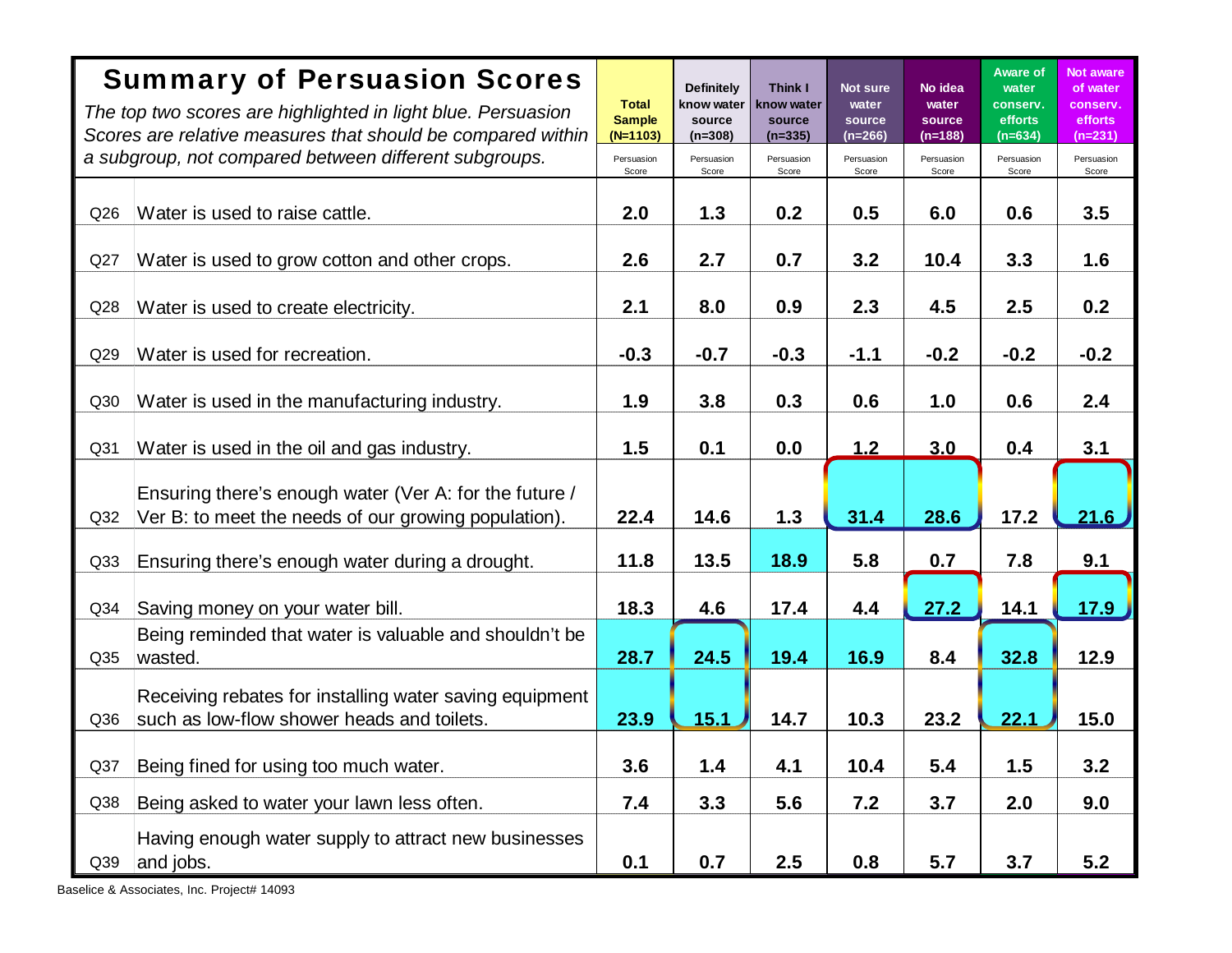## Summary of Persuasion Scores

*The top two scores are highlighted in light blue. Persuasion Scores are relative measures that should be compared within a subgroup, not compared between different subgroups.*

| | | Total Sample (N=1103) | Definitely know water source (n=308) | Think I know water source (n=335) | Not sure water source (n=266) | No idea water source (n=188) | Aware of water conserv. efforts (n=634) | Not aware of water conserv. efforts (n=231) |
|---|---|---|---|---|---|---|---|---|
| | | Persuasion Score | Persuasion Score | Persuasion Score | Persuasion Score | Persuasion Score | Persuasion Score | Persuasion Score |
| Q26 | Water is used to raise cattle. | 2.0 | 1.3 | 0.2 | 0.5 | 6.0 | 0.6 | 3.5 |
| Q27 | Water is used to grow cotton and other crops. | 2.6 | 2.7 | 0.7 | 3.2 | 10.4 | 3.3 | 1.6 |
| Q28 | Water is used to create electricity. | 2.1 | 8.0 | 0.9 | 2.3 | 4.5 | 2.5 | 0.2 |
| Q29 | Water is used for recreation. | -0.3 | -0.7 | -0.3 | -1.1 | -0.2 | -0.2 | -0.2 |
| Q30 | Water is used in the manufacturing industry. | 1.9 | 3.8 | 0.3 | 0.6 | 1.0 | 0.6 | 2.4 |
| Q31 | Water is used in the oil and gas industry. | 1.5 | 0.1 | 0.0 | 1.2 | 3.0 | 0.4 | 3.1 |
| Q32 | Ensuring there's enough water (Ver A: for the future / Ver B: to meet the needs of our growing population). | 22.4 | 14.6 | 1.3 | 31.4 | 28.6 | 17.2 | 21.6 |
| Q33 | Ensuring there's enough water during a drought. | 11.8 | 13.5 | 18.9 | 5.8 | 0.7 | 7.8 | 9.1 |
| Q34 | Saving money on your water bill. | 18.3 | 4.6 | 17.4 | 4.4 | 27.2 | 14.1 | 17.9 |
| Q35 | Being reminded that water is valuable and shouldn't be wasted. | 28.7 | 24.5 | 19.4 | 16.9 | 8.4 | 32.8 | 12.9 |
| Q36 | Receiving rebates for installing water saving equipment such as low-flow shower heads and toilets. | 23.9 | 15.1 | 14.7 | 10.3 | 23.2 | 22.1 | 15.0 |
| Q37 | Being fined for using too much water. | 3.6 | 1.4 | 4.1 | 10.4 | 5.4 | 1.5 | 3.2 |
| Q38 | Being asked to water your lawn less often. | 7.4 | 3.3 | 5.6 | 7.2 | 3.7 | 2.0 | 9.0 |
| Q39 | Having enough water supply to attract new businesses and jobs. | 0.1 | 0.7 | 2.5 | 0.8 | 5.7 | 3.7 | 5.2 |

Baselice & Associates, Inc. Project# 14093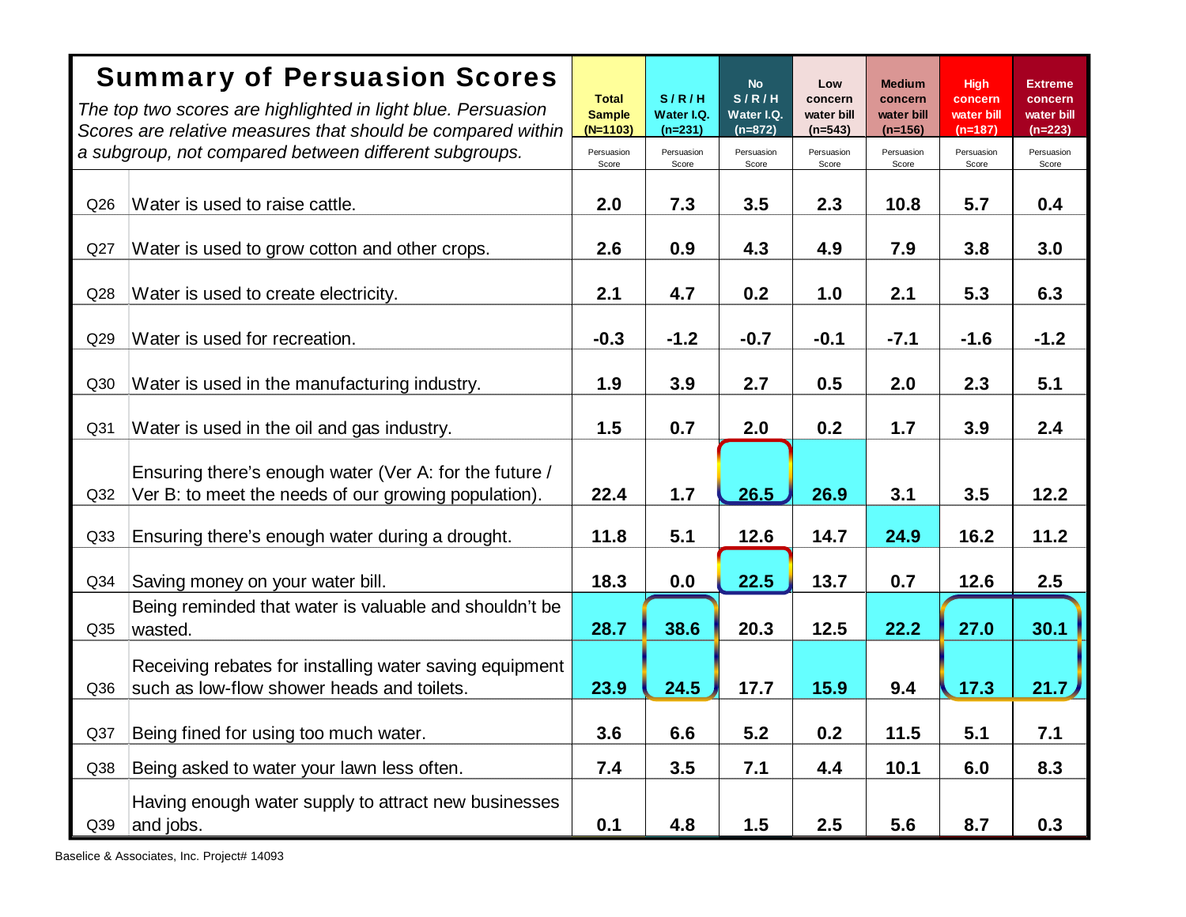# Summary of Persuasion Scores

*The top two scores are highlighted in light blue. Persuasion Scores are relative measures that should be compared within a subgroup, not compared between different subgroups.*

| | | Total Sample (N=1103) | S / R / H Water I.Q. (n=231) | No S / R / H Water I.Q. (n=872) | Low concern water bill (n=543) | Medium concern water bill (n=156) | High concern water bill (n=187) | Extreme concern water bill (n=223) |
|---|---|---|---|---|---|---|---|---|
| | | Persuasion Score | Persuasion Score | Persuasion Score | Persuasion Score | Persuasion Score | Persuasion Score | Persuasion Score |
| Q26 | Water is used to raise cattle. | 2.0 | 7.3 | 3.5 | 2.3 | 10.8 | 5.7 | 0.4 |
| Q27 | Water is used to grow cotton and other crops. | 2.6 | 0.9 | 4.3 | 4.9 | 7.9 | 3.8 | 3.0 |
| Q28 | Water is used to create electricity. | 2.1 | 4.7 | 0.2 | 1.0 | 2.1 | 5.3 | 6.3 |
| Q29 | Water is used for recreation. | -0.3 | -1.2 | -0.7 | -0.1 | -7.1 | -1.6 | -1.2 |
| Q30 | Water is used in the manufacturing industry. | 1.9 | 3.9 | 2.7 | 0.5 | 2.0 | 2.3 | 5.1 |
| Q31 | Water is used in the oil and gas industry. | 1.5 | 0.7 | 2.0 | 0.2 | 1.7 | 3.9 | 2.4 |
| Q32 | Ensuring there's enough water (Ver A: for the future / Ver B: to meet the needs of our growing population). | 22.4 | 1.7 | 26.5 | 26.9 | 3.1 | 3.5 | 12.2 |
| Q33 | Ensuring there's enough water during a drought. | 11.8 | 5.1 | 12.6 | 14.7 | 24.9 | 16.2 | 11.2 |
| Q34 | Saving money on your water bill. | 18.3 | 0.0 | 22.5 | 13.7 | 0.7 | 12.6 | 2.5 |
| Q35 | Being reminded that water is valuable and shouldn't be wasted. | 28.7 | 38.6 | 20.3 | 12.5 | 22.2 | 27.0 | 30.1 |
| Q36 | Receiving rebates for installing water saving equipment such as low-flow shower heads and toilets. | 23.9 | 24.5 | 17.7 | 15.9 | 9.4 | 17.3 | 21.7 |
| Q37 | Being fined for using too much water. | 3.6 | 6.6 | 5.2 | 0.2 | 11.5 | 5.1 | 7.1 |
| Q38 | Being asked to water your lawn less often. | 7.4 | 3.5 | 7.1 | 4.4 | 10.1 | 6.0 | 8.3 |
| Q39 | Having enough water supply to attract new businesses and jobs. | 0.1 | 4.8 | 1.5 | 2.5 | 5.6 | 8.7 | 0.3 |

Baselice & Associates, Inc. Project# 14093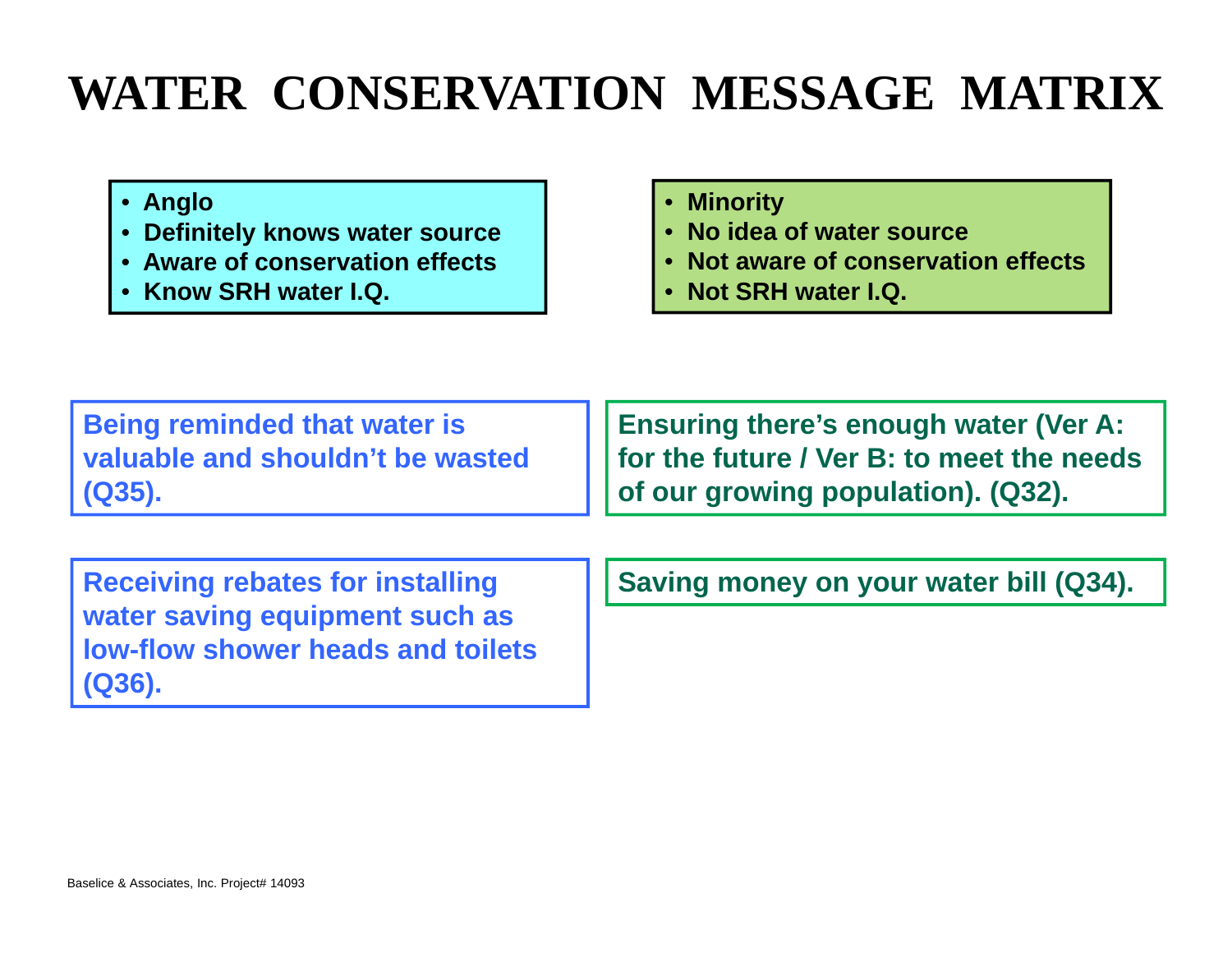# WATER CONSERVATION MESSAGE MATRIX

| Anglo / Definitely knows water source / Aware of conservation effects / Know SRH water I.Q. | Minority / No idea of water source / Not aware of conservation effects / Not SRH water I.Q. |
|---|---|
| Being reminded that water is valuable and shouldn't be wasted (Q35). | Ensuring there's enough water (Ver A: for the future / Ver B: to meet the needs of our growing population). (Q32). |
| Receiving rebates for installing water saving equipment such as low-flow shower heads and toilets (Q36). | Saving money on your water bill (Q34). |

Baselice & Associates, Inc. Project# 14093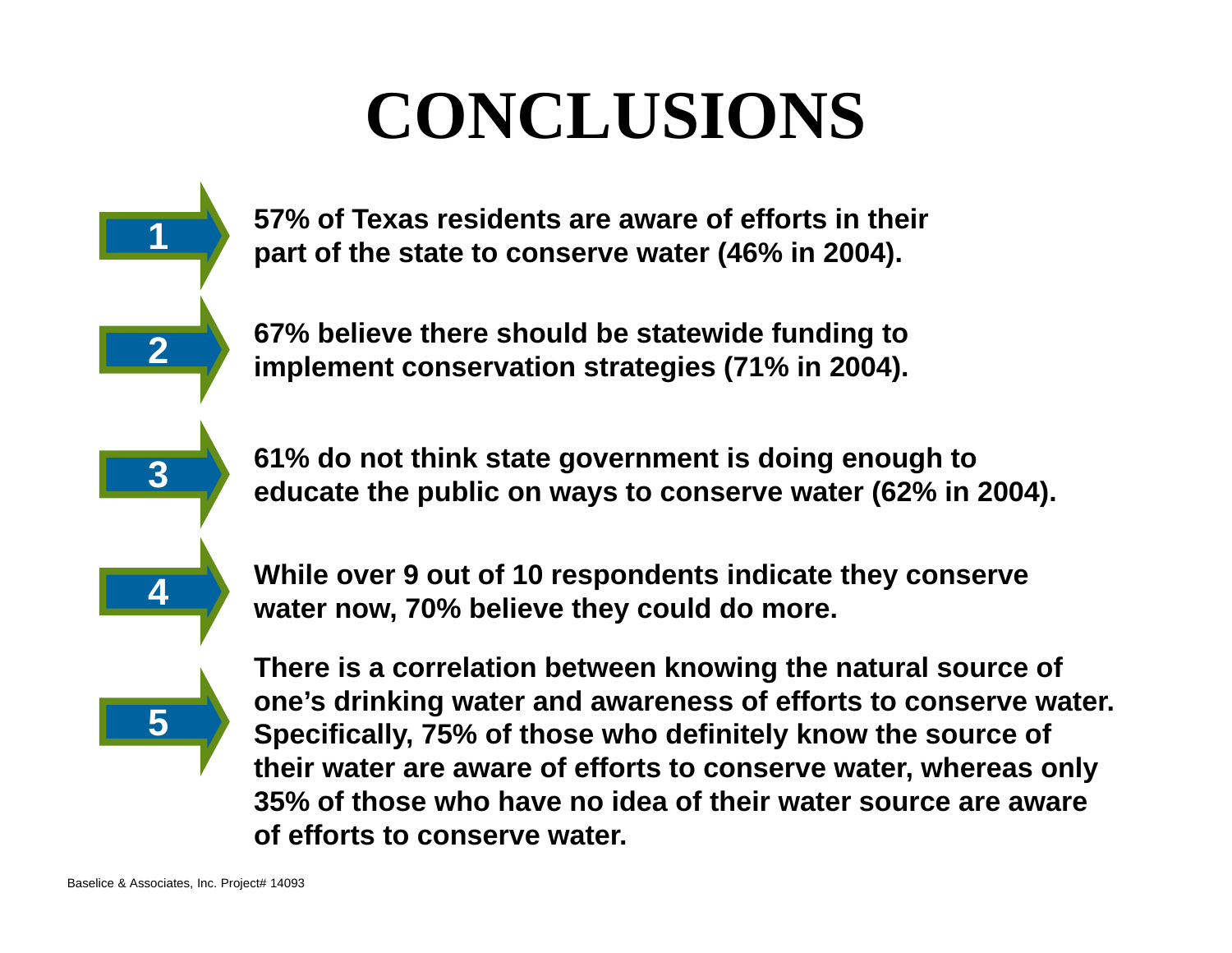# CONCLUSIONS

1. **57% of Texas residents are aware of efforts in their part of the state to conserve water (46% in 2004).**

2. **67% believe there should be statewide funding to implement conservation strategies (71% in 2004).**

3. **61% do not think state government is doing enough to educate the public on ways to conserve water (62% in 2004).**

4. **While over 9 out of 10 respondents indicate they conserve water now, 70% believe they could do more.**

5. **There is a correlation between knowing the natural source of one's drinking water and awareness of efforts to conserve water. Specifically, 75% of those who definitely know the source of their water are aware of efforts to conserve water, whereas only 35% of those who have no idea of their water source are aware of efforts to conserve water.**